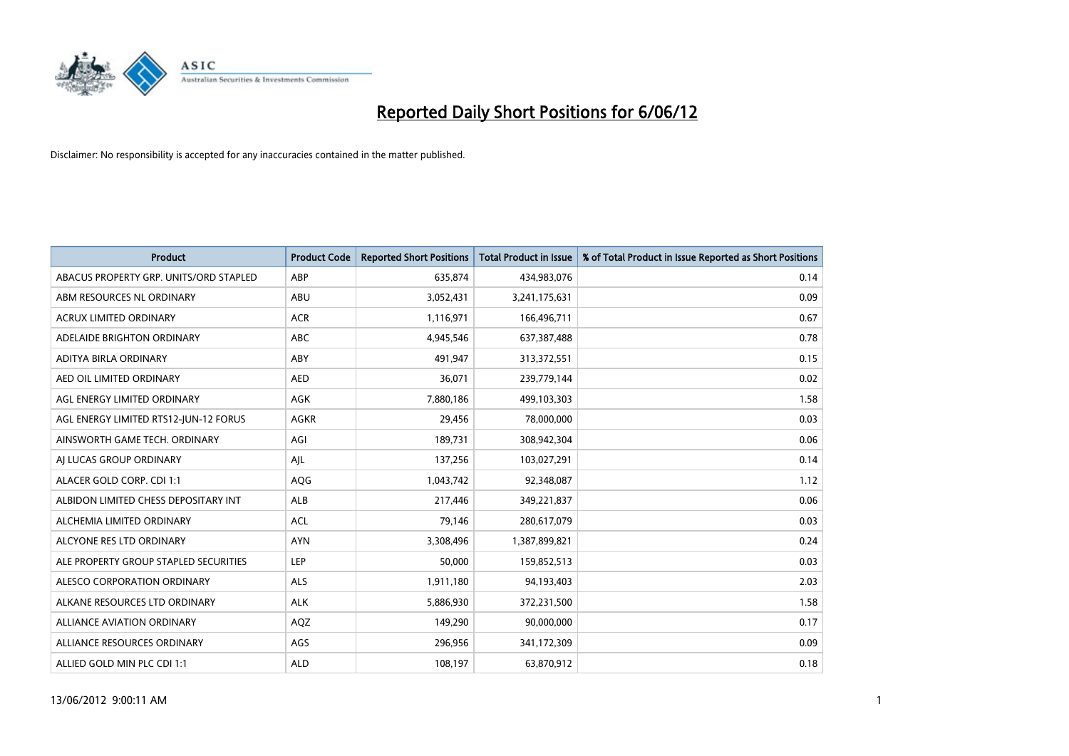# Reported Daily Short Positions for 6/06/12

Disclaimer: No responsibility is accepted for any inaccuracies contained in the matter published.

| Product | Product Code | Reported Short Positions | Total Product in Issue | % of Total Product in Issue Reported as Short Positions |
|---|---|---|---|---|
| ABACUS PROPERTY GRP. UNITS/ORD STAPLED | ABP | 635,874 | 434,983,076 | 0.14 |
| ABM RESOURCES NL ORDINARY | ABU | 3,052,431 | 3,241,175,631 | 0.09 |
| ACRUX LIMITED ORDINARY | ACR | 1,116,971 | 166,496,711 | 0.67 |
| ADELAIDE BRIGHTON ORDINARY | ABC | 4,945,546 | 637,387,488 | 0.78 |
| ADITYA BIRLA ORDINARY | ABY | 491,947 | 313,372,551 | 0.15 |
| AED OIL LIMITED ORDINARY | AED | 36,071 | 239,779,144 | 0.02 |
| AGL ENERGY LIMITED ORDINARY | AGK | 7,880,186 | 499,103,303 | 1.58 |
| AGL ENERGY LIMITED RTS12-JUN-12 FORUS | AGKR | 29,456 | 78,000,000 | 0.03 |
| AINSWORTH GAME TECH. ORDINARY | AGI | 189,731 | 308,942,304 | 0.06 |
| AJ LUCAS GROUP ORDINARY | AJL | 137,256 | 103,027,291 | 0.14 |
| ALACER GOLD CORP. CDI 1:1 | AQG | 1,043,742 | 92,348,087 | 1.12 |
| ALBIDON LIMITED CHESS DEPOSITARY INT | ALB | 217,446 | 349,221,837 | 0.06 |
| ALCHEMIA LIMITED ORDINARY | ACL | 79,146 | 280,617,079 | 0.03 |
| ALCYONE RES LTD ORDINARY | AYN | 3,308,496 | 1,387,899,821 | 0.24 |
| ALE PROPERTY GROUP STAPLED SECURITIES | LEP | 50,000 | 159,852,513 | 0.03 |
| ALESCO CORPORATION ORDINARY | ALS | 1,911,180 | 94,193,403 | 2.03 |
| ALKANE RESOURCES LTD ORDINARY | ALK | 5,886,930 | 372,231,500 | 1.58 |
| ALLIANCE AVIATION ORDINARY | AQZ | 149,290 | 90,000,000 | 0.17 |
| ALLIANCE RESOURCES ORDINARY | AGS | 296,956 | 341,172,309 | 0.09 |
| ALLIED GOLD MIN PLC CDI 1:1 | ALD | 108,197 | 63,870,912 | 0.18 |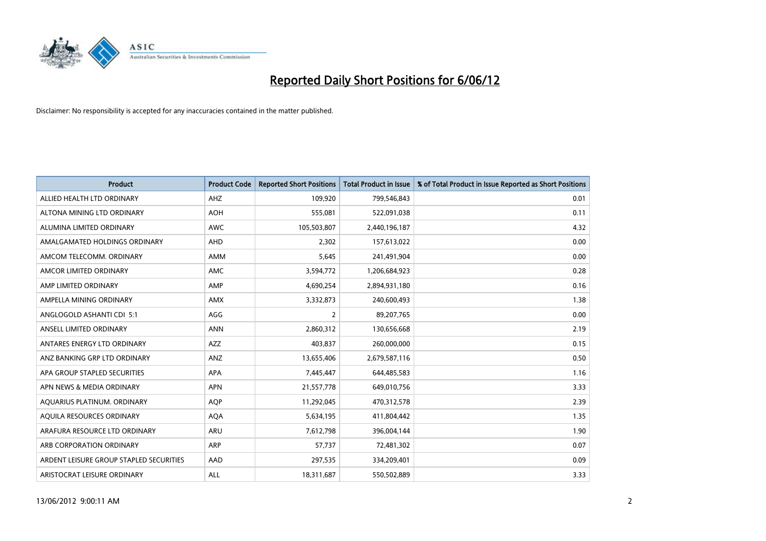# Reported Daily Short Positions for 6/06/12

Disclaimer: No responsibility is accepted for any inaccuracies contained in the matter published.

| Product | Product Code | Reported Short Positions | Total Product in Issue | % of Total Product in Issue Reported as Short Positions |
|---|---|---|---|---|
| ALLIED HEALTH LTD ORDINARY | AHZ | 109,920 | 799,546,843 | 0.01 |
| ALTONA MINING LTD ORDINARY | AOH | 555,081 | 522,091,038 | 0.11 |
| ALUMINA LIMITED ORDINARY | AWC | 105,503,807 | 2,440,196,187 | 4.32 |
| AMALGAMATED HOLDINGS ORDINARY | AHD | 2,302 | 157,613,022 | 0.00 |
| AMCOM TELECOMM. ORDINARY | AMM | 5,645 | 241,491,904 | 0.00 |
| AMCOR LIMITED ORDINARY | AMC | 3,594,772 | 1,206,684,923 | 0.28 |
| AMP LIMITED ORDINARY | AMP | 4,690,254 | 2,894,931,180 | 0.16 |
| AMPELLA MINING ORDINARY | AMX | 3,332,873 | 240,600,493 | 1.38 |
| ANGLOGOLD ASHANTI CDI 5:1 | AGG | 2 | 89,207,765 | 0.00 |
| ANSELL LIMITED ORDINARY | ANN | 2,860,312 | 130,656,668 | 2.19 |
| ANTARES ENERGY LTD ORDINARY | AZZ | 403,837 | 260,000,000 | 0.15 |
| ANZ BANKING GRP LTD ORDINARY | ANZ | 13,655,406 | 2,679,587,116 | 0.50 |
| APA GROUP STAPLED SECURITIES | APA | 7,445,447 | 644,485,583 | 1.16 |
| APN NEWS & MEDIA ORDINARY | APN | 21,557,778 | 649,010,756 | 3.33 |
| AQUARIUS PLATINUM. ORDINARY | AQP | 11,292,045 | 470,312,578 | 2.39 |
| AQUILA RESOURCES ORDINARY | AQA | 5,634,195 | 411,804,442 | 1.35 |
| ARAFURA RESOURCE LTD ORDINARY | ARU | 7,612,798 | 396,004,144 | 1.90 |
| ARB CORPORATION ORDINARY | ARP | 57,737 | 72,481,302 | 0.07 |
| ARDENT LEISURE GROUP STAPLED SECURITIES | AAD | 297,535 | 334,209,401 | 0.09 |
| ARISTOCRAT LEISURE ORDINARY | ALL | 18,311,687 | 550,502,889 | 3.33 |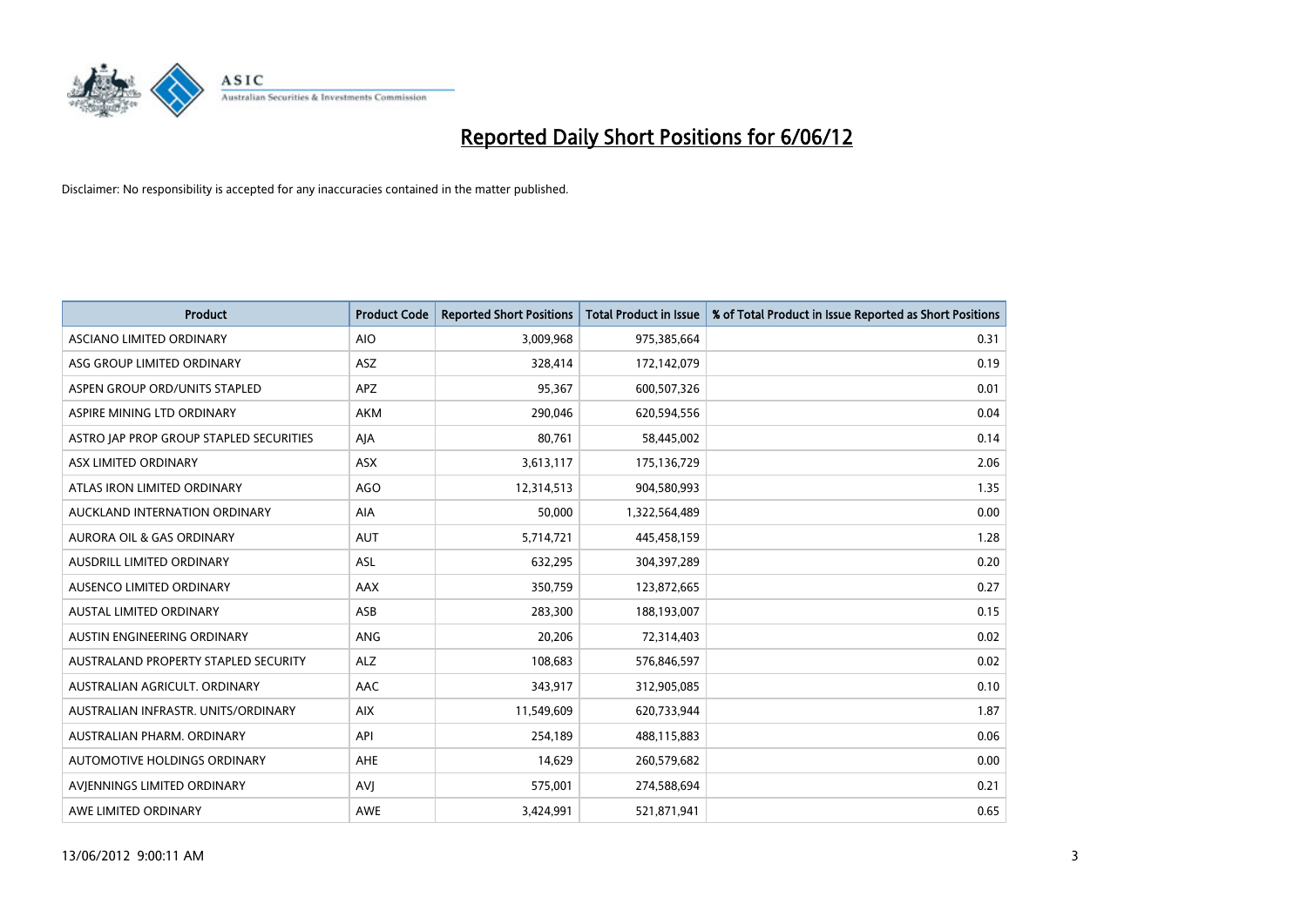# Reported Daily Short Positions for 6/06/12

Disclaimer: No responsibility is accepted for any inaccuracies contained in the matter published.

| Product | Product Code | Reported Short Positions | Total Product in Issue | % of Total Product in Issue Reported as Short Positions |
|---|---|---|---|---|
| ASCIANO LIMITED ORDINARY | AIO | 3,009,968 | 975,385,664 | 0.31 |
| ASG GROUP LIMITED ORDINARY | ASZ | 328,414 | 172,142,079 | 0.19 |
| ASPEN GROUP ORD/UNITS STAPLED | APZ | 95,367 | 600,507,326 | 0.01 |
| ASPIRE MINING LTD ORDINARY | AKM | 290,046 | 620,594,556 | 0.04 |
| ASTRO JAP PROP GROUP STAPLED SECURITIES | AJA | 80,761 | 58,445,002 | 0.14 |
| ASX LIMITED ORDINARY | ASX | 3,613,117 | 175,136,729 | 2.06 |
| ATLAS IRON LIMITED ORDINARY | AGO | 12,314,513 | 904,580,993 | 1.35 |
| AUCKLAND INTERNATION ORDINARY | AIA | 50,000 | 1,322,564,489 | 0.00 |
| AURORA OIL & GAS ORDINARY | AUT | 5,714,721 | 445,458,159 | 1.28 |
| AUSDRILL LIMITED ORDINARY | ASL | 632,295 | 304,397,289 | 0.20 |
| AUSENCO LIMITED ORDINARY | AAX | 350,759 | 123,872,665 | 0.27 |
| AUSTAL LIMITED ORDINARY | ASB | 283,300 | 188,193,007 | 0.15 |
| AUSTIN ENGINEERING ORDINARY | ANG | 20,206 | 72,314,403 | 0.02 |
| AUSTRALAND PROPERTY STAPLED SECURITY | ALZ | 108,683 | 576,846,597 | 0.02 |
| AUSTRALIAN AGRICULT. ORDINARY | AAC | 343,917 | 312,905,085 | 0.10 |
| AUSTRALIAN INFRASTR. UNITS/ORDINARY | AIX | 11,549,609 | 620,733,944 | 1.87 |
| AUSTRALIAN PHARM. ORDINARY | API | 254,189 | 488,115,883 | 0.06 |
| AUTOMOTIVE HOLDINGS ORDINARY | AHE | 14,629 | 260,579,682 | 0.00 |
| AVJENNINGS LIMITED ORDINARY | AVJ | 575,001 | 274,588,694 | 0.21 |
| AWE LIMITED ORDINARY | AWE | 3,424,991 | 521,871,941 | 0.65 |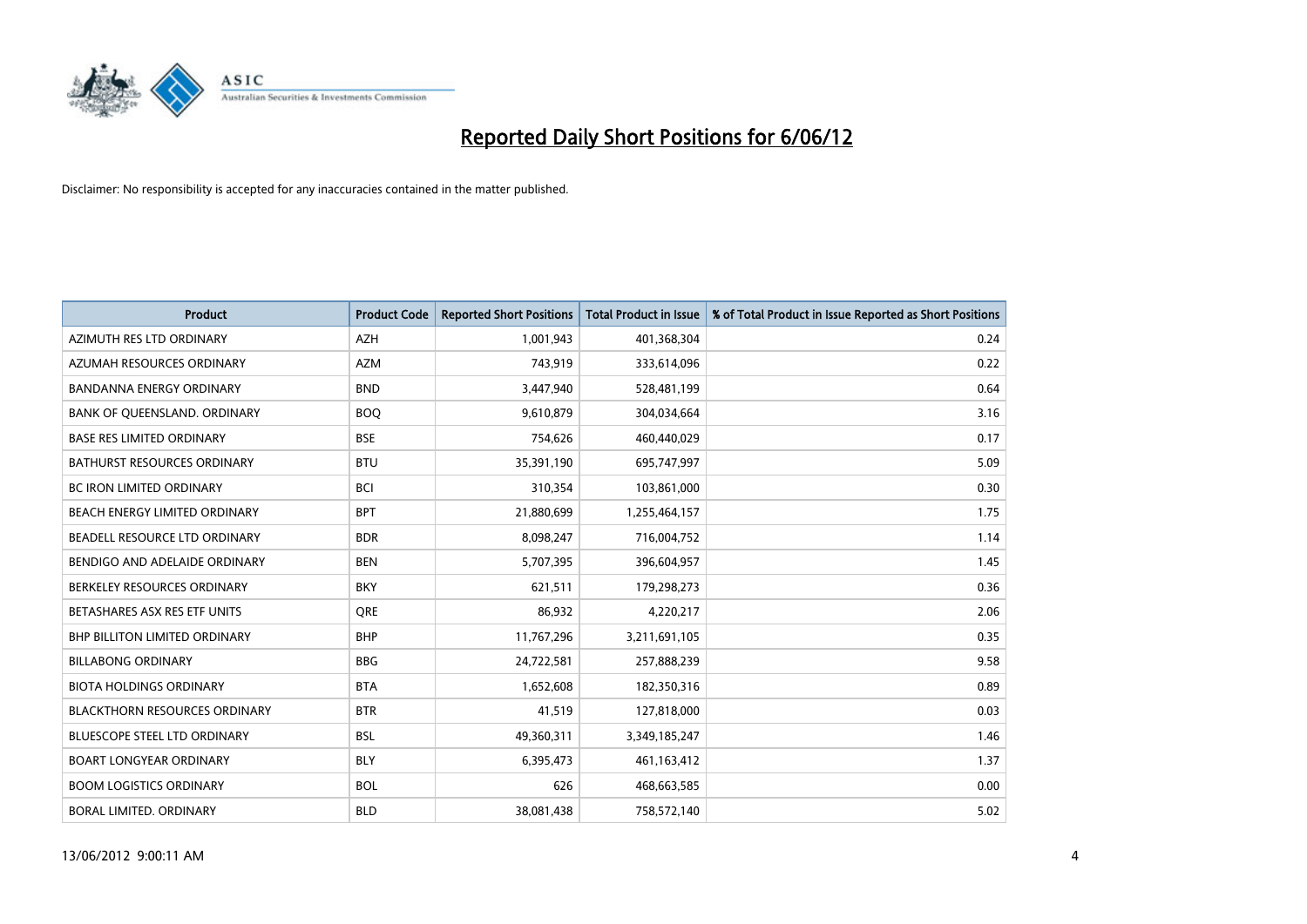# Reported Daily Short Positions for 6/06/12

Disclaimer: No responsibility is accepted for any inaccuracies contained in the matter published.

| Product | Product Code | Reported Short Positions | Total Product in Issue | % of Total Product in Issue Reported as Short Positions |
|---|---|---|---|---|
| AZIMUTH RES LTD ORDINARY | AZH | 1,001,943 | 401,368,304 | 0.24 |
| AZUMAH RESOURCES ORDINARY | AZM | 743,919 | 333,614,096 | 0.22 |
| BANDANNA ENERGY ORDINARY | BND | 3,447,940 | 528,481,199 | 0.64 |
| BANK OF QUEENSLAND. ORDINARY | BOQ | 9,610,879 | 304,034,664 | 3.16 |
| BASE RES LIMITED ORDINARY | BSE | 754,626 | 460,440,029 | 0.17 |
| BATHURST RESOURCES ORDINARY | BTU | 35,391,190 | 695,747,997 | 5.09 |
| BC IRON LIMITED ORDINARY | BCI | 310,354 | 103,861,000 | 0.30 |
| BEACH ENERGY LIMITED ORDINARY | BPT | 21,880,699 | 1,255,464,157 | 1.75 |
| BEADELL RESOURCE LTD ORDINARY | BDR | 8,098,247 | 716,004,752 | 1.14 |
| BENDIGO AND ADELAIDE ORDINARY | BEN | 5,707,395 | 396,604,957 | 1.45 |
| BERKELEY RESOURCES ORDINARY | BKY | 621,511 | 179,298,273 | 0.36 |
| BETASHARES ASX RES ETF UNITS | QRE | 86,932 | 4,220,217 | 2.06 |
| BHP BILLITON LIMITED ORDINARY | BHP | 11,767,296 | 3,211,691,105 | 0.35 |
| BILLABONG ORDINARY | BBG | 24,722,581 | 257,888,239 | 9.58 |
| BIOTA HOLDINGS ORDINARY | BTA | 1,652,608 | 182,350,316 | 0.89 |
| BLACKTHORN RESOURCES ORDINARY | BTR | 41,519 | 127,818,000 | 0.03 |
| BLUESCOPE STEEL LTD ORDINARY | BSL | 49,360,311 | 3,349,185,247 | 1.46 |
| BOART LONGYEAR ORDINARY | BLY | 6,395,473 | 461,163,412 | 1.37 |
| BOOM LOGISTICS ORDINARY | BOL | 626 | 468,663,585 | 0.00 |
| BORAL LIMITED. ORDINARY | BLD | 38,081,438 | 758,572,140 | 5.02 |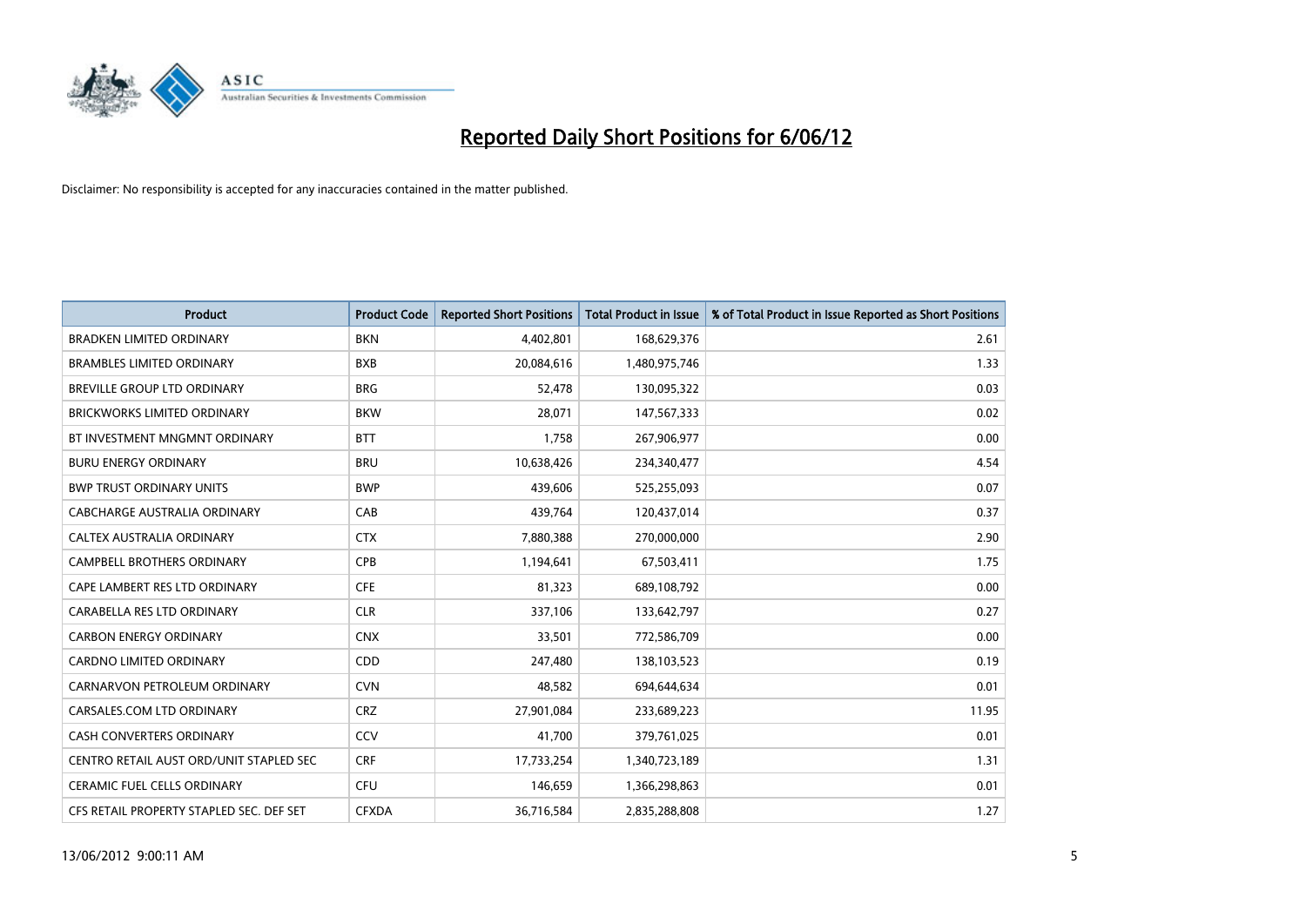# Reported Daily Short Positions for 6/06/12

Disclaimer: No responsibility is accepted for any inaccuracies contained in the matter published.

| Product | Product Code | Reported Short Positions | Total Product in Issue | % of Total Product in Issue Reported as Short Positions |
|---|---|---|---|---|
| BRADKEN LIMITED ORDINARY | BKN | 4,402,801 | 168,629,376 | 2.61 |
| BRAMBLES LIMITED ORDINARY | BXB | 20,084,616 | 1,480,975,746 | 1.33 |
| BREVILLE GROUP LTD ORDINARY | BRG | 52,478 | 130,095,322 | 0.03 |
| BRICKWORKS LIMITED ORDINARY | BKW | 28,071 | 147,567,333 | 0.02 |
| BT INVESTMENT MNGMNT ORDINARY | BTT | 1,758 | 267,906,977 | 0.00 |
| BURU ENERGY ORDINARY | BRU | 10,638,426 | 234,340,477 | 4.54 |
| BWP TRUST ORDINARY UNITS | BWP | 439,606 | 525,255,093 | 0.07 |
| CABCHARGE AUSTRALIA ORDINARY | CAB | 439,764 | 120,437,014 | 0.37 |
| CALTEX AUSTRALIA ORDINARY | CTX | 7,880,388 | 270,000,000 | 2.90 |
| CAMPBELL BROTHERS ORDINARY | CPB | 1,194,641 | 67,503,411 | 1.75 |
| CAPE LAMBERT RES LTD ORDINARY | CFE | 81,323 | 689,108,792 | 0.00 |
| CARABELLA RES LTD ORDINARY | CLR | 337,106 | 133,642,797 | 0.27 |
| CARBON ENERGY ORDINARY | CNX | 33,501 | 772,586,709 | 0.00 |
| CARDNO LIMITED ORDINARY | CDD | 247,480 | 138,103,523 | 0.19 |
| CARNARVON PETROLEUM ORDINARY | CVN | 48,582 | 694,644,634 | 0.01 |
| CARSALES.COM LTD ORDINARY | CRZ | 27,901,084 | 233,689,223 | 11.95 |
| CASH CONVERTERS ORDINARY | CCV | 41,700 | 379,761,025 | 0.01 |
| CENTRO RETAIL AUST ORD/UNIT STAPLED SEC | CRF | 17,733,254 | 1,340,723,189 | 1.31 |
| CERAMIC FUEL CELLS ORDINARY | CFU | 146,659 | 1,366,298,863 | 0.01 |
| CFS RETAIL PROPERTY STAPLED SEC. DEF SET | CFXDA | 36,716,584 | 2,835,288,808 | 1.27 |

13/06/2012 9:00:11 AM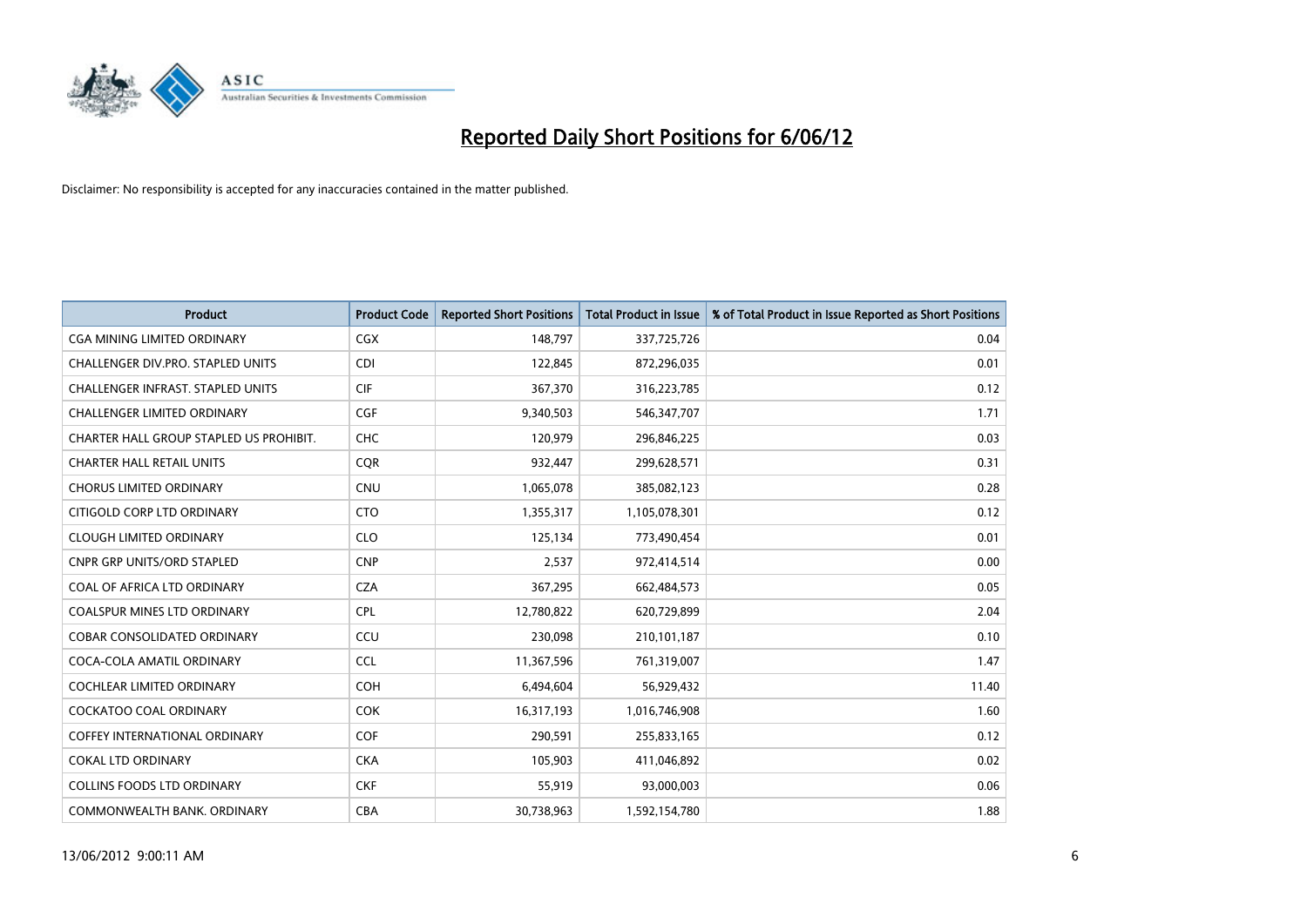# Reported Daily Short Positions for 6/06/12

Disclaimer: No responsibility is accepted for any inaccuracies contained in the matter published.

| Product | Product Code | Reported Short Positions | Total Product in Issue | % of Total Product in Issue Reported as Short Positions |
|---|---|---|---|---|
| CGA MINING LIMITED ORDINARY | CGX | 148,797 | 337,725,726 | 0.04 |
| CHALLENGER DIV.PRO. STAPLED UNITS | CDI | 122,845 | 872,296,035 | 0.01 |
| CHALLENGER INFRAST. STAPLED UNITS | CIF | 367,370 | 316,223,785 | 0.12 |
| CHALLENGER LIMITED ORDINARY | CGF | 9,340,503 | 546,347,707 | 1.71 |
| CHARTER HALL GROUP STAPLED US PROHIBIT. | CHC | 120,979 | 296,846,225 | 0.03 |
| CHARTER HALL RETAIL UNITS | CQR | 932,447 | 299,628,571 | 0.31 |
| CHORUS LIMITED ORDINARY | CNU | 1,065,078 | 385,082,123 | 0.28 |
| CITIGOLD CORP LTD ORDINARY | CTO | 1,355,317 | 1,105,078,301 | 0.12 |
| CLOUGH LIMITED ORDINARY | CLO | 125,134 | 773,490,454 | 0.01 |
| CNPR GRP UNITS/ORD STAPLED | CNP | 2,537 | 972,414,514 | 0.00 |
| COAL OF AFRICA LTD ORDINARY | CZA | 367,295 | 662,484,573 | 0.05 |
| COALSPUR MINES LTD ORDINARY | CPL | 12,780,822 | 620,729,899 | 2.04 |
| COBAR CONSOLIDATED ORDINARY | CCU | 230,098 | 210,101,187 | 0.10 |
| COCA-COLA AMATIL ORDINARY | CCL | 11,367,596 | 761,319,007 | 1.47 |
| COCHLEAR LIMITED ORDINARY | COH | 6,494,604 | 56,929,432 | 11.40 |
| COCKATOO COAL ORDINARY | COK | 16,317,193 | 1,016,746,908 | 1.60 |
| COFFEY INTERNATIONAL ORDINARY | COF | 290,591 | 255,833,165 | 0.12 |
| COKAL LTD ORDINARY | CKA | 105,903 | 411,046,892 | 0.02 |
| COLLINS FOODS LTD ORDINARY | CKF | 55,919 | 93,000,003 | 0.06 |
| COMMONWEALTH BANK. ORDINARY | CBA | 30,738,963 | 1,592,154,780 | 1.88 |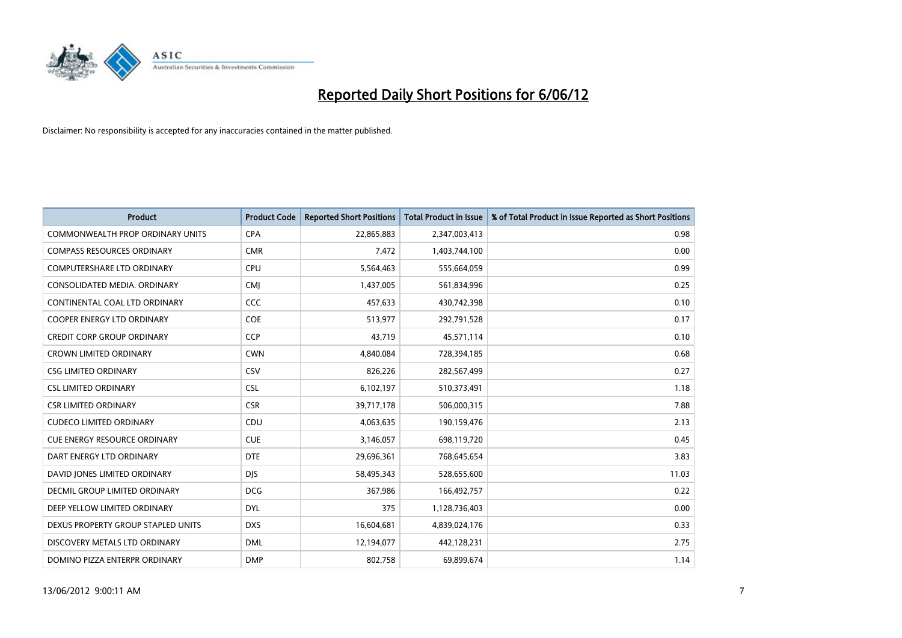# Reported Daily Short Positions for 6/06/12

Disclaimer: No responsibility is accepted for any inaccuracies contained in the matter published.

| Product | Product Code | Reported Short Positions | Total Product in Issue | % of Total Product in Issue Reported as Short Positions |
|---|---|---|---|---|
| COMMONWEALTH PROP ORDINARY UNITS | CPA | 22,865,883 | 2,347,003,413 | 0.98 |
| COMPASS RESOURCES ORDINARY | CMR | 7,472 | 1,403,744,100 | 0.00 |
| COMPUTERSHARE LTD ORDINARY | CPU | 5,564,463 | 555,664,059 | 0.99 |
| CONSOLIDATED MEDIA. ORDINARY | CMJ | 1,437,005 | 561,834,996 | 0.25 |
| CONTINENTAL COAL LTD ORDINARY | CCC | 457,633 | 430,742,398 | 0.10 |
| COOPER ENERGY LTD ORDINARY | COE | 513,977 | 292,791,528 | 0.17 |
| CREDIT CORP GROUP ORDINARY | CCP | 43,719 | 45,571,114 | 0.10 |
| CROWN LIMITED ORDINARY | CWN | 4,840,084 | 728,394,185 | 0.68 |
| CSG LIMITED ORDINARY | CSV | 826,226 | 282,567,499 | 0.27 |
| CSL LIMITED ORDINARY | CSL | 6,102,197 | 510,373,491 | 1.18 |
| CSR LIMITED ORDINARY | CSR | 39,717,178 | 506,000,315 | 7.88 |
| CUDECO LIMITED ORDINARY | CDU | 4,063,635 | 190,159,476 | 2.13 |
| CUE ENERGY RESOURCE ORDINARY | CUE | 3,146,057 | 698,119,720 | 0.45 |
| DART ENERGY LTD ORDINARY | DTE | 29,696,361 | 768,645,654 | 3.83 |
| DAVID JONES LIMITED ORDINARY | DJS | 58,495,343 | 528,655,600 | 11.03 |
| DECMIL GROUP LIMITED ORDINARY | DCG | 367,986 | 166,492,757 | 0.22 |
| DEEP YELLOW LIMITED ORDINARY | DYL | 375 | 1,128,736,403 | 0.00 |
| DEXUS PROPERTY GROUP STAPLED UNITS | DXS | 16,604,681 | 4,839,024,176 | 0.33 |
| DISCOVERY METALS LTD ORDINARY | DML | 12,194,077 | 442,128,231 | 2.75 |
| DOMINO PIZZA ENTERPR ORDINARY | DMP | 802,758 | 69,899,674 | 1.14 |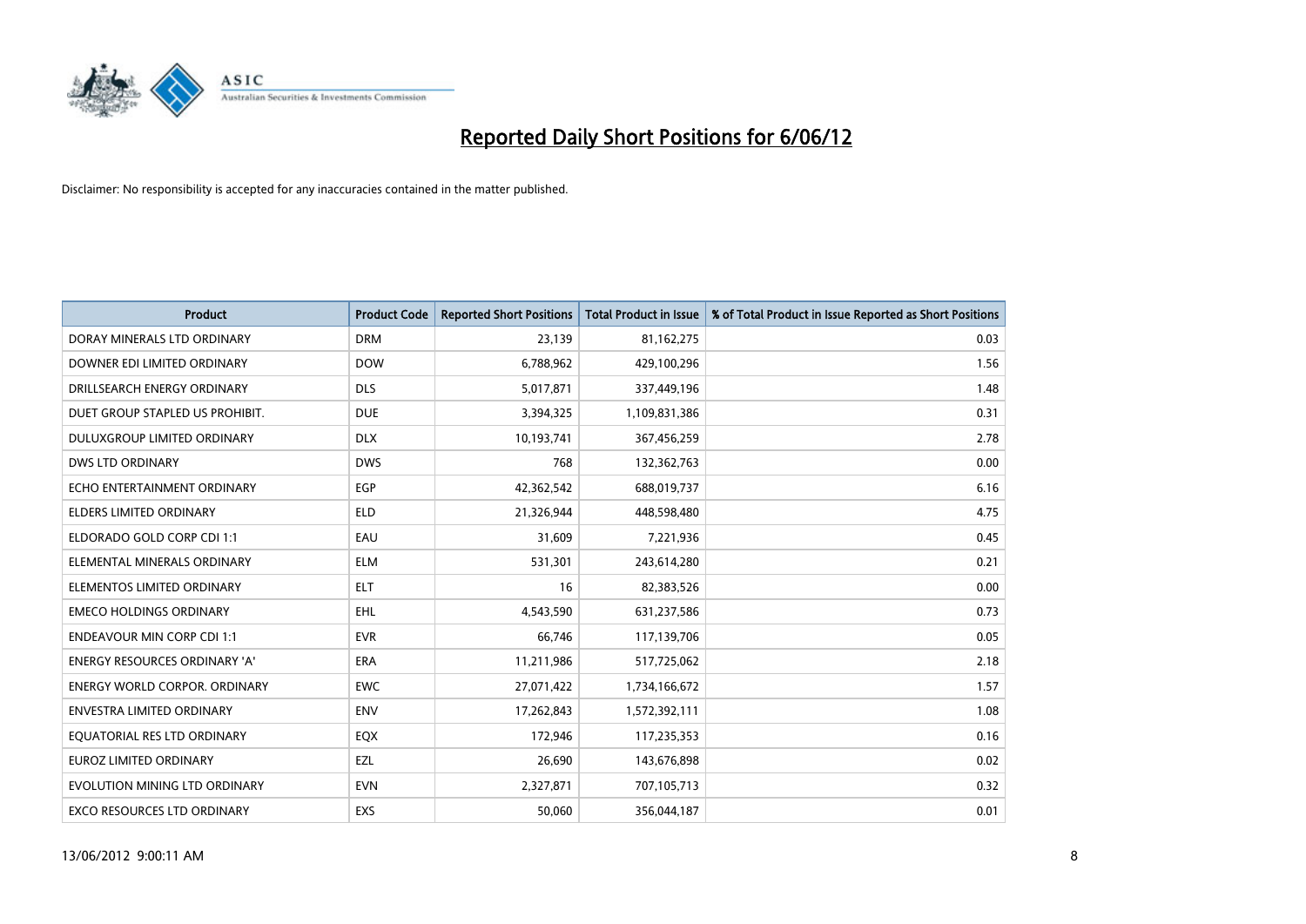# Reported Daily Short Positions for 6/06/12

Disclaimer: No responsibility is accepted for any inaccuracies contained in the matter published.

| Product | Product Code | Reported Short Positions | Total Product in Issue | % of Total Product in Issue Reported as Short Positions |
|---|---|---|---|---|
| DORAY MINERALS LTD ORDINARY | DRM | 23,139 | 81,162,275 | 0.03 |
| DOWNER EDI LIMITED ORDINARY | DOW | 6,788,962 | 429,100,296 | 1.56 |
| DRILLSEARCH ENERGY ORDINARY | DLS | 5,017,871 | 337,449,196 | 1.48 |
| DUET GROUP STAPLED US PROHIBIT. | DUE | 3,394,325 | 1,109,831,386 | 0.31 |
| DULUXGROUP LIMITED ORDINARY | DLX | 10,193,741 | 367,456,259 | 2.78 |
| DWS LTD ORDINARY | DWS | 768 | 132,362,763 | 0.00 |
| ECHO ENTERTAINMENT ORDINARY | EGP | 42,362,542 | 688,019,737 | 6.16 |
| ELDERS LIMITED ORDINARY | ELD | 21,326,944 | 448,598,480 | 4.75 |
| ELDORADO GOLD CORP CDI 1:1 | EAU | 31,609 | 7,221,936 | 0.45 |
| ELEMENTAL MINERALS ORDINARY | ELM | 531,301 | 243,614,280 | 0.21 |
| ELEMENTOS LIMITED ORDINARY | ELT | 16 | 82,383,526 | 0.00 |
| EMECO HOLDINGS ORDINARY | EHL | 4,543,590 | 631,237,586 | 0.73 |
| ENDEAVOUR MIN CORP CDI 1:1 | EVR | 66,746 | 117,139,706 | 0.05 |
| ENERGY RESOURCES ORDINARY 'A' | ERA | 11,211,986 | 517,725,062 | 2.18 |
| ENERGY WORLD CORPOR. ORDINARY | EWC | 27,071,422 | 1,734,166,672 | 1.57 |
| ENVESTRA LIMITED ORDINARY | ENV | 17,262,843 | 1,572,392,111 | 1.08 |
| EQUATORIAL RES LTD ORDINARY | EQX | 172,946 | 117,235,353 | 0.16 |
| EUROZ LIMITED ORDINARY | EZL | 26,690 | 143,676,898 | 0.02 |
| EVOLUTION MINING LTD ORDINARY | EVN | 2,327,871 | 707,105,713 | 0.32 |
| EXCO RESOURCES LTD ORDINARY | EXS | 50,060 | 356,044,187 | 0.01 |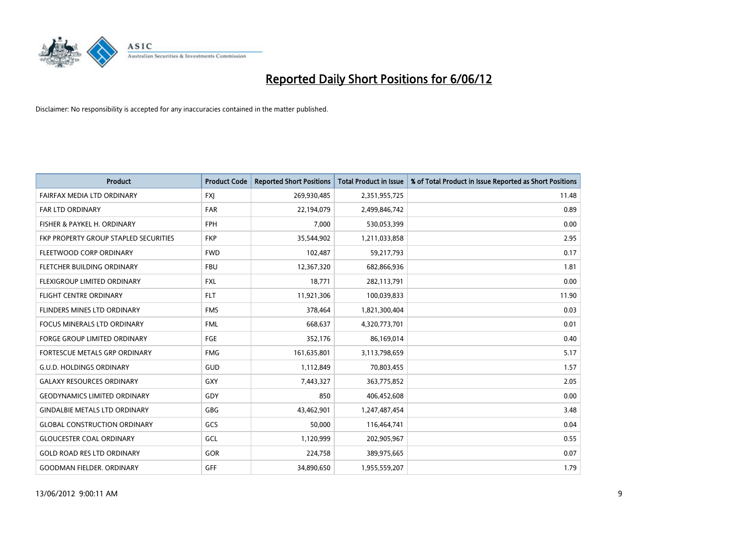# Reported Daily Short Positions for 6/06/12

Disclaimer: No responsibility is accepted for any inaccuracies contained in the matter published.

| Product | Product Code | Reported Short Positions | Total Product in Issue | % of Total Product in Issue Reported as Short Positions |
| --- | --- | --- | --- | --- |
| FAIRFAX MEDIA LTD ORDINARY | FXJ | 269,930,485 | 2,351,955,725 | 11.48 |
| FAR LTD ORDINARY | FAR | 22,194,079 | 2,499,846,742 | 0.89 |
| FISHER & PAYKEL H. ORDINARY | FPH | 7,000 | 530,053,399 | 0.00 |
| FKP PROPERTY GROUP STAPLED SECURITIES | FKP | 35,544,902 | 1,211,033,858 | 2.95 |
| FLEETWOOD CORP ORDINARY | FWD | 102,487 | 59,217,793 | 0.17 |
| FLETCHER BUILDING ORDINARY | FBU | 12,367,320 | 682,866,936 | 1.81 |
| FLEXIGROUP LIMITED ORDINARY | FXL | 18,771 | 282,113,791 | 0.00 |
| FLIGHT CENTRE ORDINARY | FLT | 11,921,306 | 100,039,833 | 11.90 |
| FLINDERS MINES LTD ORDINARY | FMS | 378,464 | 1,821,300,404 | 0.03 |
| FOCUS MINERALS LTD ORDINARY | FML | 668,637 | 4,320,773,701 | 0.01 |
| FORGE GROUP LIMITED ORDINARY | FGE | 352,176 | 86,169,014 | 0.40 |
| FORTESCUE METALS GRP ORDINARY | FMG | 161,635,801 | 3,113,798,659 | 5.17 |
| G.U.D. HOLDINGS ORDINARY | GUD | 1,112,849 | 70,803,455 | 1.57 |
| GALAXY RESOURCES ORDINARY | GXY | 7,443,327 | 363,775,852 | 2.05 |
| GEODYNAMICS LIMITED ORDINARY | GDY | 850 | 406,452,608 | 0.00 |
| GINDALBIE METALS LTD ORDINARY | GBG | 43,462,901 | 1,247,487,454 | 3.48 |
| GLOBAL CONSTRUCTION ORDINARY | GCS | 50,000 | 116,464,741 | 0.04 |
| GLOUCESTER COAL ORDINARY | GCL | 1,120,999 | 202,905,967 | 0.55 |
| GOLD ROAD RES LTD ORDINARY | GOR | 224,758 | 389,975,665 | 0.07 |
| GOODMAN FIELDER. ORDINARY | GFF | 34,890,650 | 1,955,559,207 | 1.79 |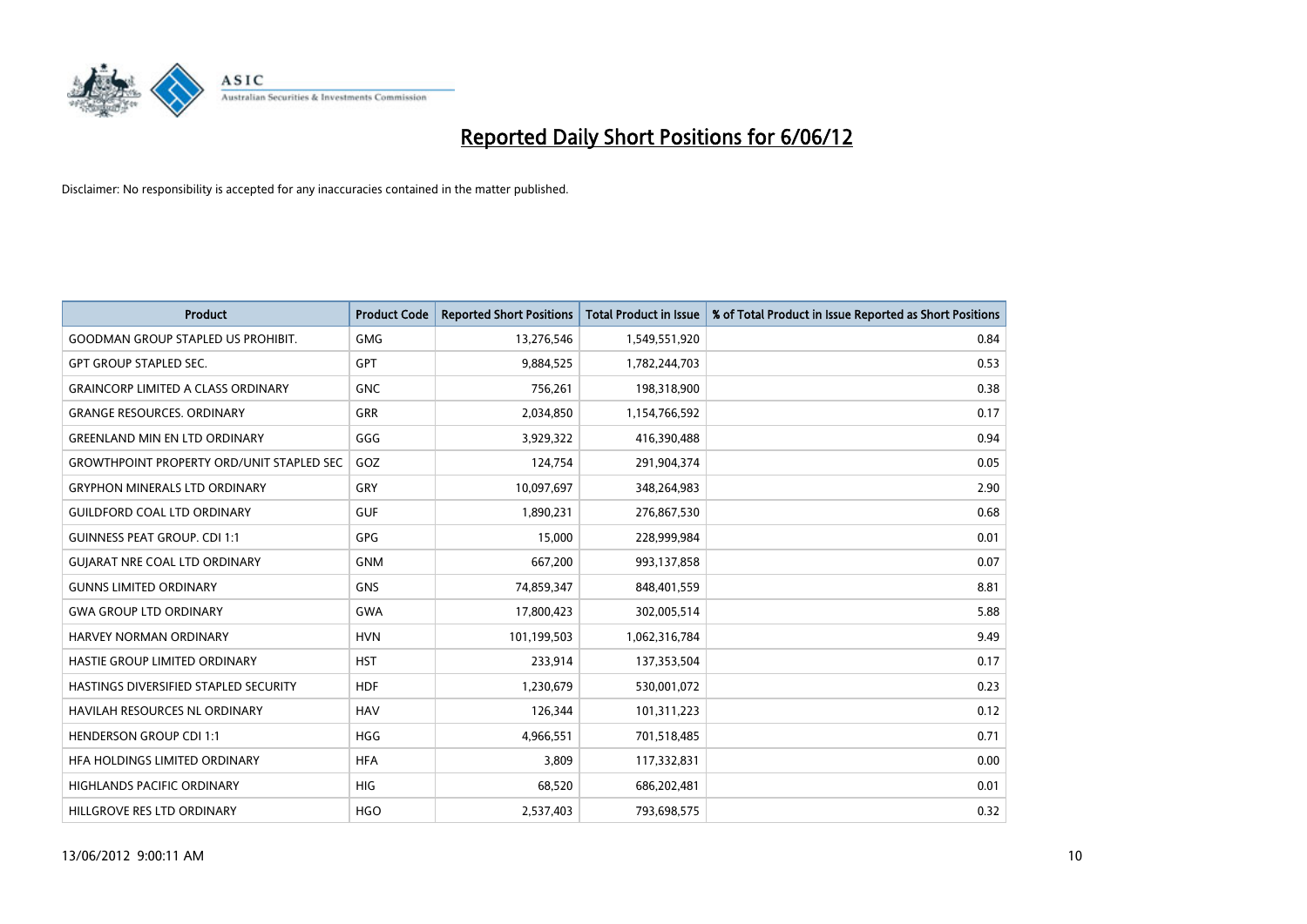# Reported Daily Short Positions for 6/06/12

Disclaimer: No responsibility is accepted for any inaccuracies contained in the matter published.

| Product | Product Code | Reported Short Positions | Total Product in Issue | % of Total Product in Issue Reported as Short Positions |
| --- | --- | --- | --- | --- |
| GOODMAN GROUP STAPLED US PROHIBIT. | GMG | 13,276,546 | 1,549,551,920 | 0.84 |
| GPT GROUP STAPLED SEC. | GPT | 9,884,525 | 1,782,244,703 | 0.53 |
| GRAINCORP LIMITED A CLASS ORDINARY | GNC | 756,261 | 198,318,900 | 0.38 |
| GRANGE RESOURCES. ORDINARY | GRR | 2,034,850 | 1,154,766,592 | 0.17 |
| GREENLAND MIN EN LTD ORDINARY | GGG | 3,929,322 | 416,390,488 | 0.94 |
| GROWTHPOINT PROPERTY ORD/UNIT STAPLED SEC | GOZ | 124,754 | 291,904,374 | 0.05 |
| GRYPHON MINERALS LTD ORDINARY | GRY | 10,097,697 | 348,264,983 | 2.90 |
| GUILDFORD COAL LTD ORDINARY | GUF | 1,890,231 | 276,867,530 | 0.68 |
| GUINNESS PEAT GROUP. CDI 1:1 | GPG | 15,000 | 228,999,984 | 0.01 |
| GUJARAT NRE COAL LTD ORDINARY | GNM | 667,200 | 993,137,858 | 0.07 |
| GUNNS LIMITED ORDINARY | GNS | 74,859,347 | 848,401,559 | 8.81 |
| GWA GROUP LTD ORDINARY | GWA | 17,800,423 | 302,005,514 | 5.88 |
| HARVEY NORMAN ORDINARY | HVN | 101,199,503 | 1,062,316,784 | 9.49 |
| HASTIE GROUP LIMITED ORDINARY | HST | 233,914 | 137,353,504 | 0.17 |
| HASTINGS DIVERSIFIED STAPLED SECURITY | HDF | 1,230,679 | 530,001,072 | 0.23 |
| HAVILAH RESOURCES NL ORDINARY | HAV | 126,344 | 101,311,223 | 0.12 |
| HENDERSON GROUP CDI 1:1 | HGG | 4,966,551 | 701,518,485 | 0.71 |
| HFA HOLDINGS LIMITED ORDINARY | HFA | 3,809 | 117,332,831 | 0.00 |
| HIGHLANDS PACIFIC ORDINARY | HIG | 68,520 | 686,202,481 | 0.01 |
| HILLGROVE RES LTD ORDINARY | HGO | 2,537,403 | 793,698,575 | 0.32 |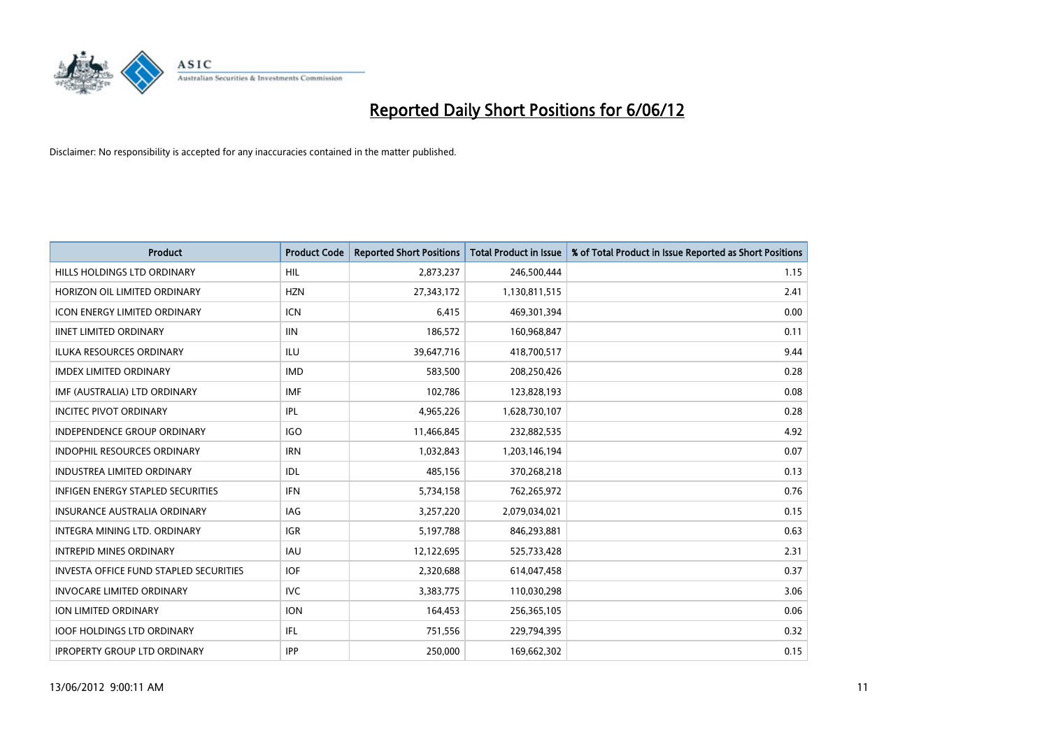# Reported Daily Short Positions for 6/06/12

Disclaimer: No responsibility is accepted for any inaccuracies contained in the matter published.

| Product | Product Code | Reported Short Positions | Total Product in Issue | % of Total Product in Issue Reported as Short Positions |
|---|---|---|---|---|
| HILLS HOLDINGS LTD ORDINARY | HIL | 2,873,237 | 246,500,444 | 1.15 |
| HORIZON OIL LIMITED ORDINARY | HZN | 27,343,172 | 1,130,811,515 | 2.41 |
| ICON ENERGY LIMITED ORDINARY | ICN | 6,415 | 469,301,394 | 0.00 |
| IINET LIMITED ORDINARY | IIN | 186,572 | 160,968,847 | 0.11 |
| ILUKA RESOURCES ORDINARY | ILU | 39,647,716 | 418,700,517 | 9.44 |
| IMDEX LIMITED ORDINARY | IMD | 583,500 | 208,250,426 | 0.28 |
| IMF (AUSTRALIA) LTD ORDINARY | IMF | 102,786 | 123,828,193 | 0.08 |
| INCITEC PIVOT ORDINARY | IPL | 4,965,226 | 1,628,730,107 | 0.28 |
| INDEPENDENCE GROUP ORDINARY | IGO | 11,466,845 | 232,882,535 | 4.92 |
| INDOPHIL RESOURCES ORDINARY | IRN | 1,032,843 | 1,203,146,194 | 0.07 |
| INDUSTREA LIMITED ORDINARY | IDL | 485,156 | 370,268,218 | 0.13 |
| INFIGEN ENERGY STAPLED SECURITIES | IFN | 5,734,158 | 762,265,972 | 0.76 |
| INSURANCE AUSTRALIA ORDINARY | IAG | 3,257,220 | 2,079,034,021 | 0.15 |
| INTEGRA MINING LTD. ORDINARY | IGR | 5,197,788 | 846,293,881 | 0.63 |
| INTREPID MINES ORDINARY | IAU | 12,122,695 | 525,733,428 | 2.31 |
| INVESTA OFFICE FUND STAPLED SECURITIES | IOF | 2,320,688 | 614,047,458 | 0.37 |
| INVOCARE LIMITED ORDINARY | IVC | 3,383,775 | 110,030,298 | 3.06 |
| ION LIMITED ORDINARY | ION | 164,453 | 256,365,105 | 0.06 |
| IOOF HOLDINGS LTD ORDINARY | IFL | 751,556 | 229,794,395 | 0.32 |
| IPROPERTY GROUP LTD ORDINARY | IPP | 250,000 | 169,662,302 | 0.15 |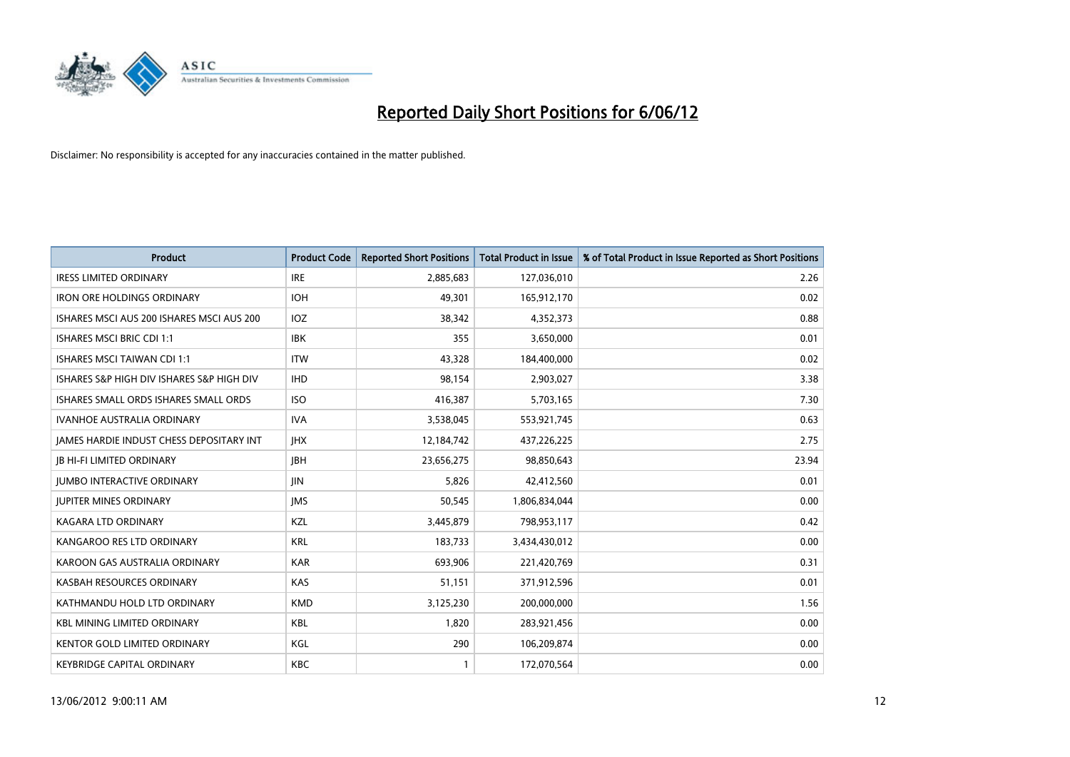# Reported Daily Short Positions for 6/06/12

Disclaimer: No responsibility is accepted for any inaccuracies contained in the matter published.

| Product | Product Code | Reported Short Positions | Total Product in Issue | % of Total Product in Issue Reported as Short Positions |
|---|---|---|---|---|
| IRESS LIMITED ORDINARY | IRE | 2,885,683 | 127,036,010 | 2.26 |
| IRON ORE HOLDINGS ORDINARY | IOH | 49,301 | 165,912,170 | 0.02 |
| ISHARES MSCI AUS 200 ISHARES MSCI AUS 200 | IOZ | 38,342 | 4,352,373 | 0.88 |
| ISHARES MSCI BRIC CDI 1:1 | IBK | 355 | 3,650,000 | 0.01 |
| ISHARES MSCI TAIWAN CDI 1:1 | ITW | 43,328 | 184,400,000 | 0.02 |
| ISHARES S&P HIGH DIV ISHARES S&P HIGH DIV | IHD | 98,154 | 2,903,027 | 3.38 |
| ISHARES SMALL ORDS ISHARES SMALL ORDS | ISO | 416,387 | 5,703,165 | 7.30 |
| IVANHOE AUSTRALIA ORDINARY | IVA | 3,538,045 | 553,921,745 | 0.63 |
| JAMES HARDIE INDUST CHESS DEPOSITARY INT | JHX | 12,184,742 | 437,226,225 | 2.75 |
| JB HI-FI LIMITED ORDINARY | JBH | 23,656,275 | 98,850,643 | 23.94 |
| JUMBO INTERACTIVE ORDINARY | JIN | 5,826 | 42,412,560 | 0.01 |
| JUPITER MINES ORDINARY | JMS | 50,545 | 1,806,834,044 | 0.00 |
| KAGARA LTD ORDINARY | KZL | 3,445,879 | 798,953,117 | 0.42 |
| KANGAROO RES LTD ORDINARY | KRL | 183,733 | 3,434,430,012 | 0.00 |
| KAROON GAS AUSTRALIA ORDINARY | KAR | 693,906 | 221,420,769 | 0.31 |
| KASBAH RESOURCES ORDINARY | KAS | 51,151 | 371,912,596 | 0.01 |
| KATHMANDU HOLD LTD ORDINARY | KMD | 3,125,230 | 200,000,000 | 1.56 |
| KBL MINING LIMITED ORDINARY | KBL | 1,820 | 283,921,456 | 0.00 |
| KENTOR GOLD LIMITED ORDINARY | KGL | 290 | 106,209,874 | 0.00 |
| KEYBRIDGE CAPITAL ORDINARY | KBC | 1 | 172,070,564 | 0.00 |

13/06/2012 9:00:11 AM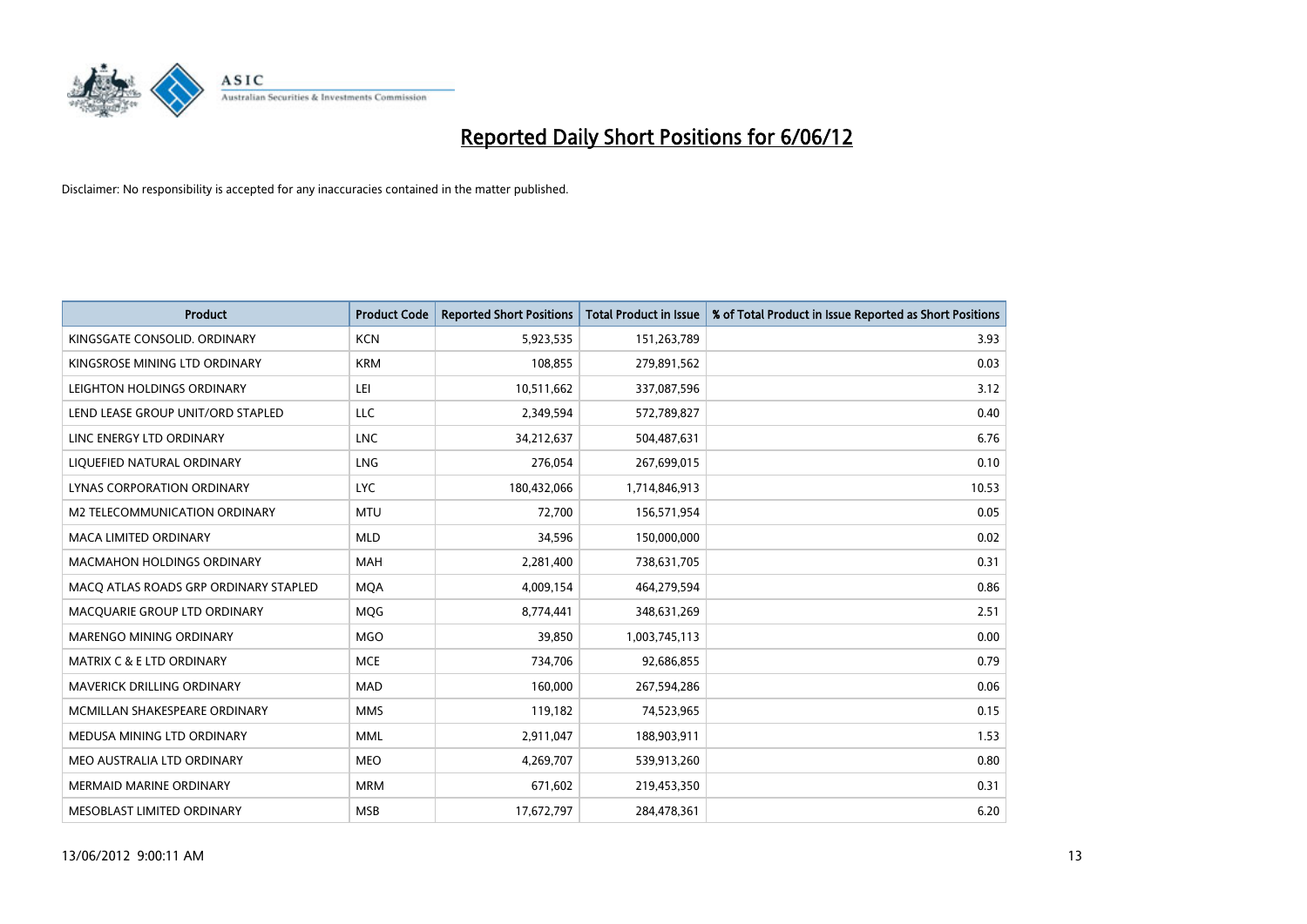# Reported Daily Short Positions for 6/06/12

Disclaimer: No responsibility is accepted for any inaccuracies contained in the matter published.

| Product | Product Code | Reported Short Positions | Total Product in Issue | % of Total Product in Issue Reported as Short Positions |
| --- | --- | --- | --- | --- |
| KINGSGATE CONSOLID. ORDINARY | KCN | 5,923,535 | 151,263,789 | 3.93 |
| KINGSROSE MINING LTD ORDINARY | KRM | 108,855 | 279,891,562 | 0.03 |
| LEIGHTON HOLDINGS ORDINARY | LEI | 10,511,662 | 337,087,596 | 3.12 |
| LEND LEASE GROUP UNIT/ORD STAPLED | LLC | 2,349,594 | 572,789,827 | 0.40 |
| LINC ENERGY LTD ORDINARY | LNC | 34,212,637 | 504,487,631 | 6.76 |
| LIQUEFIED NATURAL ORDINARY | LNG | 276,054 | 267,699,015 | 0.10 |
| LYNAS CORPORATION ORDINARY | LYC | 180,432,066 | 1,714,846,913 | 10.53 |
| M2 TELECOMMUNICATION ORDINARY | MTU | 72,700 | 156,571,954 | 0.05 |
| MACA LIMITED ORDINARY | MLD | 34,596 | 150,000,000 | 0.02 |
| MACMAHON HOLDINGS ORDINARY | MAH | 2,281,400 | 738,631,705 | 0.31 |
| MACQ ATLAS ROADS GRP ORDINARY STAPLED | MQA | 4,009,154 | 464,279,594 | 0.86 |
| MACQUARIE GROUP LTD ORDINARY | MQG | 8,774,441 | 348,631,269 | 2.51 |
| MARENGO MINING ORDINARY | MGO | 39,850 | 1,003,745,113 | 0.00 |
| MATRIX C & E LTD ORDINARY | MCE | 734,706 | 92,686,855 | 0.79 |
| MAVERICK DRILLING ORDINARY | MAD | 160,000 | 267,594,286 | 0.06 |
| MCMILLAN SHAKESPEARE ORDINARY | MMS | 119,182 | 74,523,965 | 0.15 |
| MEDUSA MINING LTD ORDINARY | MML | 2,911,047 | 188,903,911 | 1.53 |
| MEO AUSTRALIA LTD ORDINARY | MEO | 4,269,707 | 539,913,260 | 0.80 |
| MERMAID MARINE ORDINARY | MRM | 671,602 | 219,453,350 | 0.31 |
| MESOBLAST LIMITED ORDINARY | MSB | 17,672,797 | 284,478,361 | 6.20 |

13/06/2012 9:00:11 AM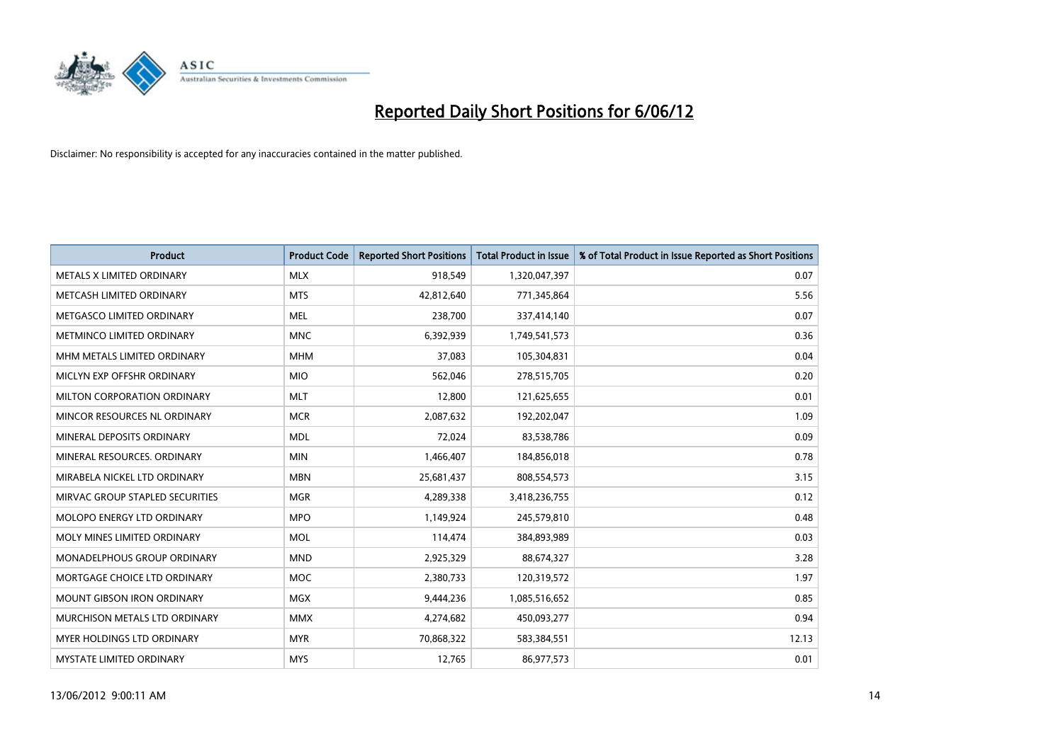# Reported Daily Short Positions for 6/06/12

Disclaimer: No responsibility is accepted for any inaccuracies contained in the matter published.

| Product | Product Code | Reported Short Positions | Total Product in Issue | % of Total Product in Issue Reported as Short Positions |
|---|---|---|---|---|
| METALS X LIMITED ORDINARY | MLX | 918,549 | 1,320,047,397 | 0.07 |
| METCASH LIMITED ORDINARY | MTS | 42,812,640 | 771,345,864 | 5.56 |
| METGASCO LIMITED ORDINARY | MEL | 238,700 | 337,414,140 | 0.07 |
| METMINCO LIMITED ORDINARY | MNC | 6,392,939 | 1,749,541,573 | 0.36 |
| MHM METALS LIMITED ORDINARY | MHM | 37,083 | 105,304,831 | 0.04 |
| MICLYN EXP OFFSHR ORDINARY | MIO | 562,046 | 278,515,705 | 0.20 |
| MILTON CORPORATION ORDINARY | MLT | 12,800 | 121,625,655 | 0.01 |
| MINCOR RESOURCES NL ORDINARY | MCR | 2,087,632 | 192,202,047 | 1.09 |
| MINERAL DEPOSITS ORDINARY | MDL | 72,024 | 83,538,786 | 0.09 |
| MINERAL RESOURCES. ORDINARY | MIN | 1,466,407 | 184,856,018 | 0.78 |
| MIRABELA NICKEL LTD ORDINARY | MBN | 25,681,437 | 808,554,573 | 3.15 |
| MIRVAC GROUP STAPLED SECURITIES | MGR | 4,289,338 | 3,418,236,755 | 0.12 |
| MOLOPO ENERGY LTD ORDINARY | MPO | 1,149,924 | 245,579,810 | 0.48 |
| MOLY MINES LIMITED ORDINARY | MOL | 114,474 | 384,893,989 | 0.03 |
| MONADELPHOUS GROUP ORDINARY | MND | 2,925,329 | 88,674,327 | 3.28 |
| MORTGAGE CHOICE LTD ORDINARY | MOC | 2,380,733 | 120,319,572 | 1.97 |
| MOUNT GIBSON IRON ORDINARY | MGX | 9,444,236 | 1,085,516,652 | 0.85 |
| MURCHISON METALS LTD ORDINARY | MMX | 4,274,682 | 450,093,277 | 0.94 |
| MYER HOLDINGS LTD ORDINARY | MYR | 70,868,322 | 583,384,551 | 12.13 |
| MYSTATE LIMITED ORDINARY | MYS | 12,765 | 86,977,573 | 0.01 |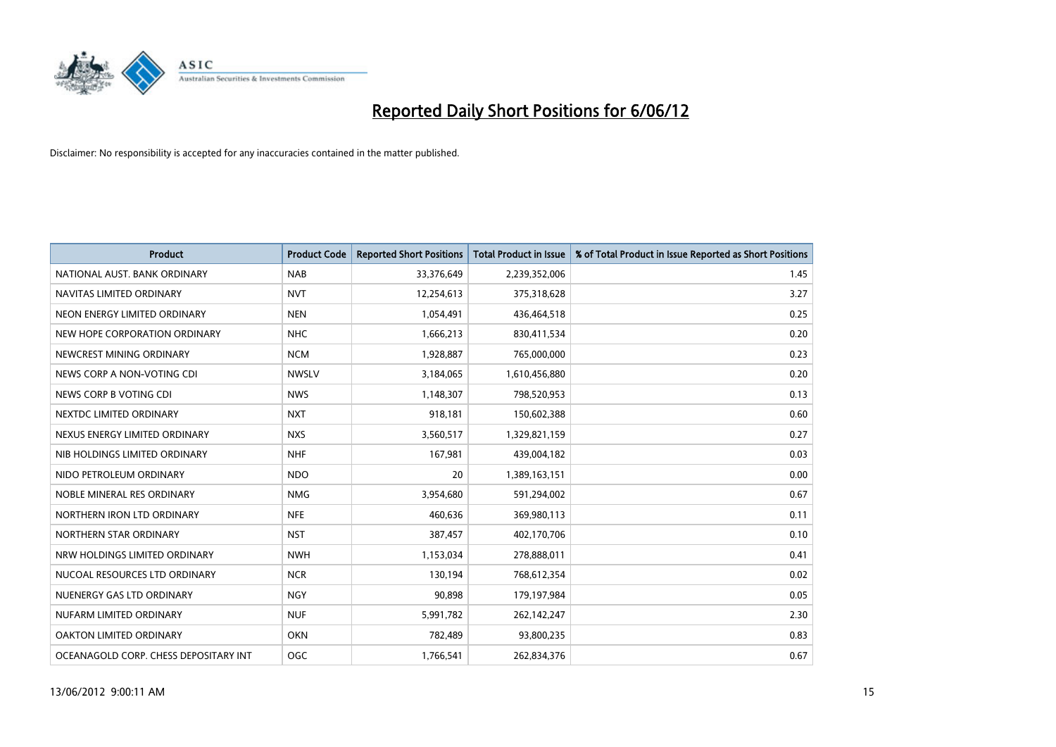# Reported Daily Short Positions for 6/06/12

Disclaimer: No responsibility is accepted for any inaccuracies contained in the matter published.

| Product | Product Code | Reported Short Positions | Total Product in Issue | % of Total Product in Issue Reported as Short Positions |
|---|---|---|---|---|
| NATIONAL AUST. BANK ORDINARY | NAB | 33,376,649 | 2,239,352,006 | 1.45 |
| NAVITAS LIMITED ORDINARY | NVT | 12,254,613 | 375,318,628 | 3.27 |
| NEON ENERGY LIMITED ORDINARY | NEN | 1,054,491 | 436,464,518 | 0.25 |
| NEW HOPE CORPORATION ORDINARY | NHC | 1,666,213 | 830,411,534 | 0.20 |
| NEWCREST MINING ORDINARY | NCM | 1,928,887 | 765,000,000 | 0.23 |
| NEWS CORP A NON-VOTING CDI | NWSLV | 3,184,065 | 1,610,456,880 | 0.20 |
| NEWS CORP B VOTING CDI | NWS | 1,148,307 | 798,520,953 | 0.13 |
| NEXTDC LIMITED ORDINARY | NXT | 918,181 | 150,602,388 | 0.60 |
| NEXUS ENERGY LIMITED ORDINARY | NXS | 3,560,517 | 1,329,821,159 | 0.27 |
| NIB HOLDINGS LIMITED ORDINARY | NHF | 167,981 | 439,004,182 | 0.03 |
| NIDO PETROLEUM ORDINARY | NDO | 20 | 1,389,163,151 | 0.00 |
| NOBLE MINERAL RES ORDINARY | NMG | 3,954,680 | 591,294,002 | 0.67 |
| NORTHERN IRON LTD ORDINARY | NFE | 460,636 | 369,980,113 | 0.11 |
| NORTHERN STAR ORDINARY | NST | 387,457 | 402,170,706 | 0.10 |
| NRW HOLDINGS LIMITED ORDINARY | NWH | 1,153,034 | 278,888,011 | 0.41 |
| NUCOAL RESOURCES LTD ORDINARY | NCR | 130,194 | 768,612,354 | 0.02 |
| NUENERGY GAS LTD ORDINARY | NGY | 90,898 | 179,197,984 | 0.05 |
| NUFARM LIMITED ORDINARY | NUF | 5,991,782 | 262,142,247 | 2.30 |
| OAKTON LIMITED ORDINARY | OKN | 782,489 | 93,800,235 | 0.83 |
| OCEANAGOLD CORP. CHESS DEPOSITARY INT | OGC | 1,766,541 | 262,834,376 | 0.67 |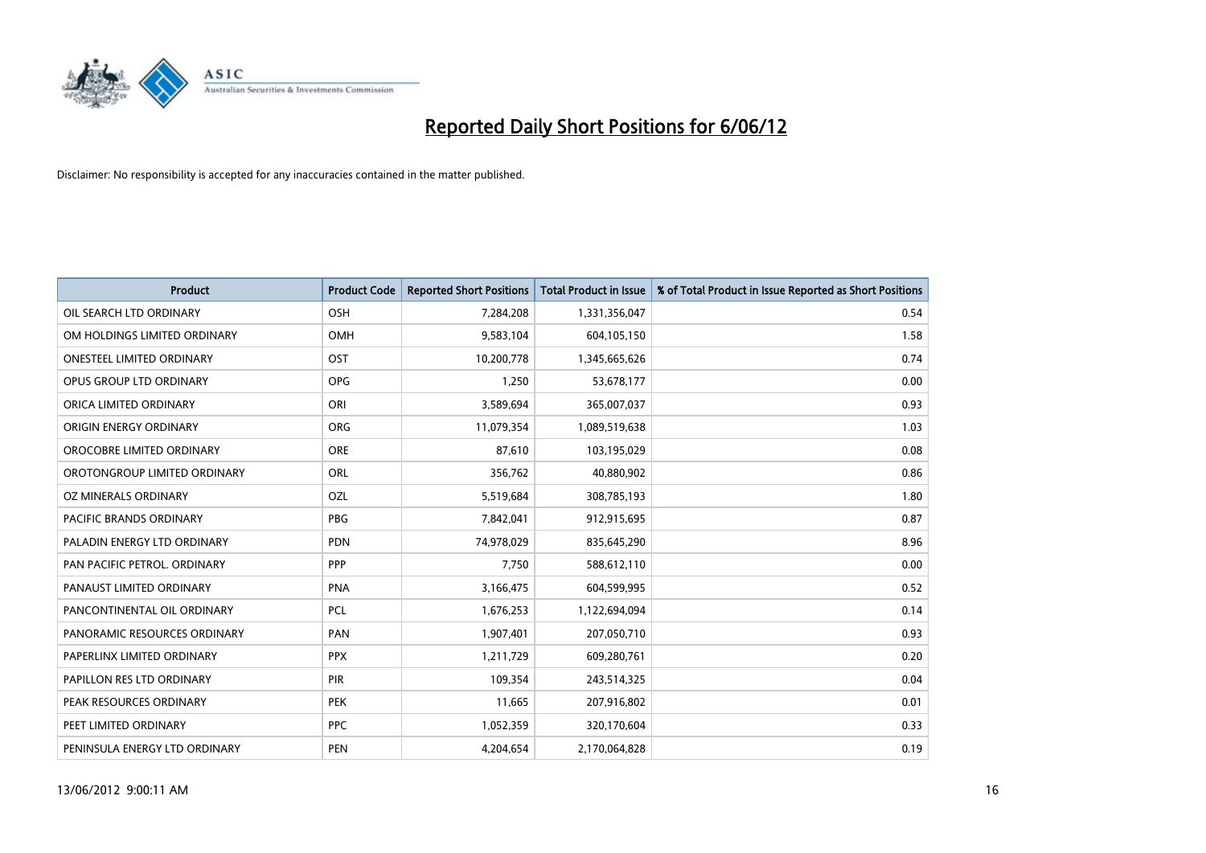# Reported Daily Short Positions for 6/06/12

Disclaimer: No responsibility is accepted for any inaccuracies contained in the matter published.

| Product | Product Code | Reported Short Positions | Total Product in Issue | % of Total Product in Issue Reported as Short Positions |
|---|---|---|---|---|
| OIL SEARCH LTD ORDINARY | OSH | 7,284,208 | 1,331,356,047 | 0.54 |
| OM HOLDINGS LIMITED ORDINARY | OMH | 9,583,104 | 604,105,150 | 1.58 |
| ONESTEEL LIMITED ORDINARY | OST | 10,200,778 | 1,345,665,626 | 0.74 |
| OPUS GROUP LTD ORDINARY | OPG | 1,250 | 53,678,177 | 0.00 |
| ORICA LIMITED ORDINARY | ORI | 3,589,694 | 365,007,037 | 0.93 |
| ORIGIN ENERGY ORDINARY | ORG | 11,079,354 | 1,089,519,638 | 1.03 |
| OROCOBRE LIMITED ORDINARY | ORE | 87,610 | 103,195,029 | 0.08 |
| OROTONGROUP LIMITED ORDINARY | ORL | 356,762 | 40,880,902 | 0.86 |
| OZ MINERALS ORDINARY | OZL | 5,519,684 | 308,785,193 | 1.80 |
| PACIFIC BRANDS ORDINARY | PBG | 7,842,041 | 912,915,695 | 0.87 |
| PALADIN ENERGY LTD ORDINARY | PDN | 74,978,029 | 835,645,290 | 8.96 |
| PAN PACIFIC PETROL. ORDINARY | PPP | 7,750 | 588,612,110 | 0.00 |
| PANAUST LIMITED ORDINARY | PNA | 3,166,475 | 604,599,995 | 0.52 |
| PANCONTINENTAL OIL ORDINARY | PCL | 1,676,253 | 1,122,694,094 | 0.14 |
| PANORAMIC RESOURCES ORDINARY | PAN | 1,907,401 | 207,050,710 | 0.93 |
| PAPERLINX LIMITED ORDINARY | PPX | 1,211,729 | 609,280,761 | 0.20 |
| PAPILLON RES LTD ORDINARY | PIR | 109,354 | 243,514,325 | 0.04 |
| PEAK RESOURCES ORDINARY | PEK | 11,665 | 207,916,802 | 0.01 |
| PEET LIMITED ORDINARY | PPC | 1,052,359 | 320,170,604 | 0.33 |
| PENINSULA ENERGY LTD ORDINARY | PEN | 4,204,654 | 2,170,064,828 | 0.19 |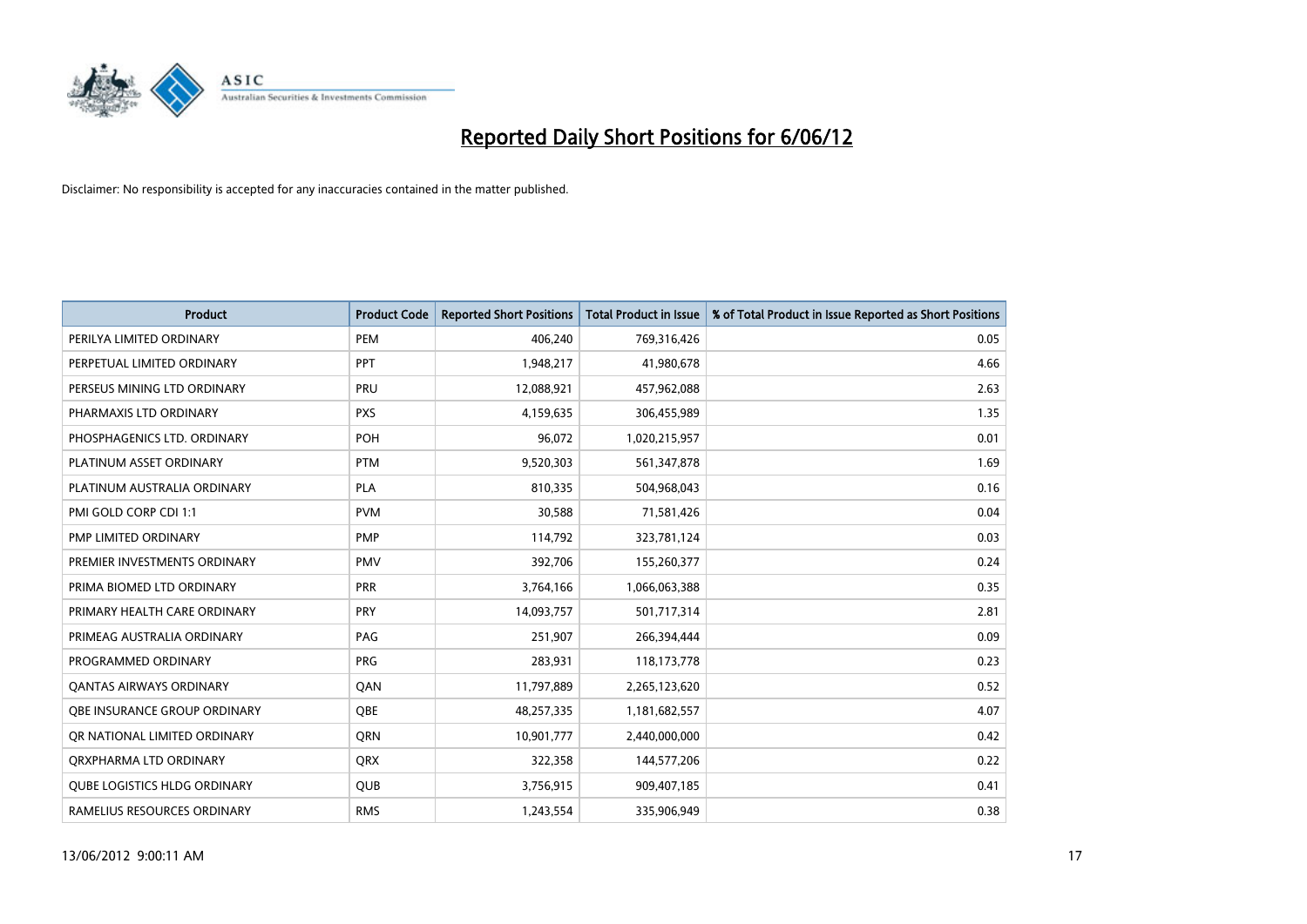# Reported Daily Short Positions for 6/06/12

Disclaimer: No responsibility is accepted for any inaccuracies contained in the matter published.

| Product | Product Code | Reported Short Positions | Total Product in Issue | % of Total Product in Issue Reported as Short Positions |
|---|---|---|---|---|
| PERILYA LIMITED ORDINARY | PEM | 406,240 | 769,316,426 | 0.05 |
| PERPETUAL LIMITED ORDINARY | PPT | 1,948,217 | 41,980,678 | 4.66 |
| PERSEUS MINING LTD ORDINARY | PRU | 12,088,921 | 457,962,088 | 2.63 |
| PHARMAXIS LTD ORDINARY | PXS | 4,159,635 | 306,455,989 | 1.35 |
| PHOSPHAGENICS LTD. ORDINARY | POH | 96,072 | 1,020,215,957 | 0.01 |
| PLATINUM ASSET ORDINARY | PTM | 9,520,303 | 561,347,878 | 1.69 |
| PLATINUM AUSTRALIA ORDINARY | PLA | 810,335 | 504,968,043 | 0.16 |
| PMI GOLD CORP CDI 1:1 | PVM | 30,588 | 71,581,426 | 0.04 |
| PMP LIMITED ORDINARY | PMP | 114,792 | 323,781,124 | 0.03 |
| PREMIER INVESTMENTS ORDINARY | PMV | 392,706 | 155,260,377 | 0.24 |
| PRIMA BIOMED LTD ORDINARY | PRR | 3,764,166 | 1,066,063,388 | 0.35 |
| PRIMARY HEALTH CARE ORDINARY | PRY | 14,093,757 | 501,717,314 | 2.81 |
| PRIMEAG AUSTRALIA ORDINARY | PAG | 251,907 | 266,394,444 | 0.09 |
| PROGRAMMED ORDINARY | PRG | 283,931 | 118,173,778 | 0.23 |
| QANTAS AIRWAYS ORDINARY | QAN | 11,797,889 | 2,265,123,620 | 0.52 |
| QBE INSURANCE GROUP ORDINARY | QBE | 48,257,335 | 1,181,682,557 | 4.07 |
| QR NATIONAL LIMITED ORDINARY | QRN | 10,901,777 | 2,440,000,000 | 0.42 |
| QRXPHARMA LTD ORDINARY | QRX | 322,358 | 144,577,206 | 0.22 |
| QUBE LOGISTICS HLDG ORDINARY | QUB | 3,756,915 | 909,407,185 | 0.41 |
| RAMELIUS RESOURCES ORDINARY | RMS | 1,243,554 | 335,906,949 | 0.38 |

13/06/2012 9:00:11 AM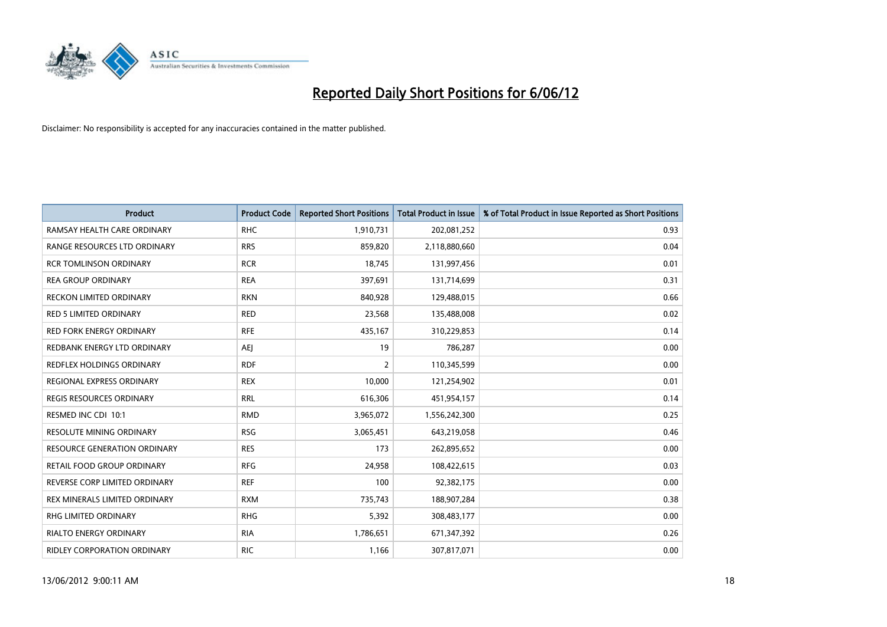# Reported Daily Short Positions for 6/06/12

Disclaimer: No responsibility is accepted for any inaccuracies contained in the matter published.

| Product | Product Code | Reported Short Positions | Total Product in Issue | % of Total Product in Issue Reported as Short Positions |
|---|---|---|---|---|
| RAMSAY HEALTH CARE ORDINARY | RHC | 1,910,731 | 202,081,252 | 0.93 |
| RANGE RESOURCES LTD ORDINARY | RRS | 859,820 | 2,118,880,660 | 0.04 |
| RCR TOMLINSON ORDINARY | RCR | 18,745 | 131,997,456 | 0.01 |
| REA GROUP ORDINARY | REA | 397,691 | 131,714,699 | 0.31 |
| RECKON LIMITED ORDINARY | RKN | 840,928 | 129,488,015 | 0.66 |
| RED 5 LIMITED ORDINARY | RED | 23,568 | 135,488,008 | 0.02 |
| RED FORK ENERGY ORDINARY | RFE | 435,167 | 310,229,853 | 0.14 |
| REDBANK ENERGY LTD ORDINARY | AEJ | 19 | 786,287 | 0.00 |
| REDFLEX HOLDINGS ORDINARY | RDF | 2 | 110,345,599 | 0.00 |
| REGIONAL EXPRESS ORDINARY | REX | 10,000 | 121,254,902 | 0.01 |
| REGIS RESOURCES ORDINARY | RRL | 616,306 | 451,954,157 | 0.14 |
| RESMED INC CDI 10:1 | RMD | 3,965,072 | 1,556,242,300 | 0.25 |
| RESOLUTE MINING ORDINARY | RSG | 3,065,451 | 643,219,058 | 0.46 |
| RESOURCE GENERATION ORDINARY | RES | 173 | 262,895,652 | 0.00 |
| RETAIL FOOD GROUP ORDINARY | RFG | 24,958 | 108,422,615 | 0.03 |
| REVERSE CORP LIMITED ORDINARY | REF | 100 | 92,382,175 | 0.00 |
| REX MINERALS LIMITED ORDINARY | RXM | 735,743 | 188,907,284 | 0.38 |
| RHG LIMITED ORDINARY | RHG | 5,392 | 308,483,177 | 0.00 |
| RIALTO ENERGY ORDINARY | RIA | 1,786,651 | 671,347,392 | 0.26 |
| RIDLEY CORPORATION ORDINARY | RIC | 1,166 | 307,817,071 | 0.00 |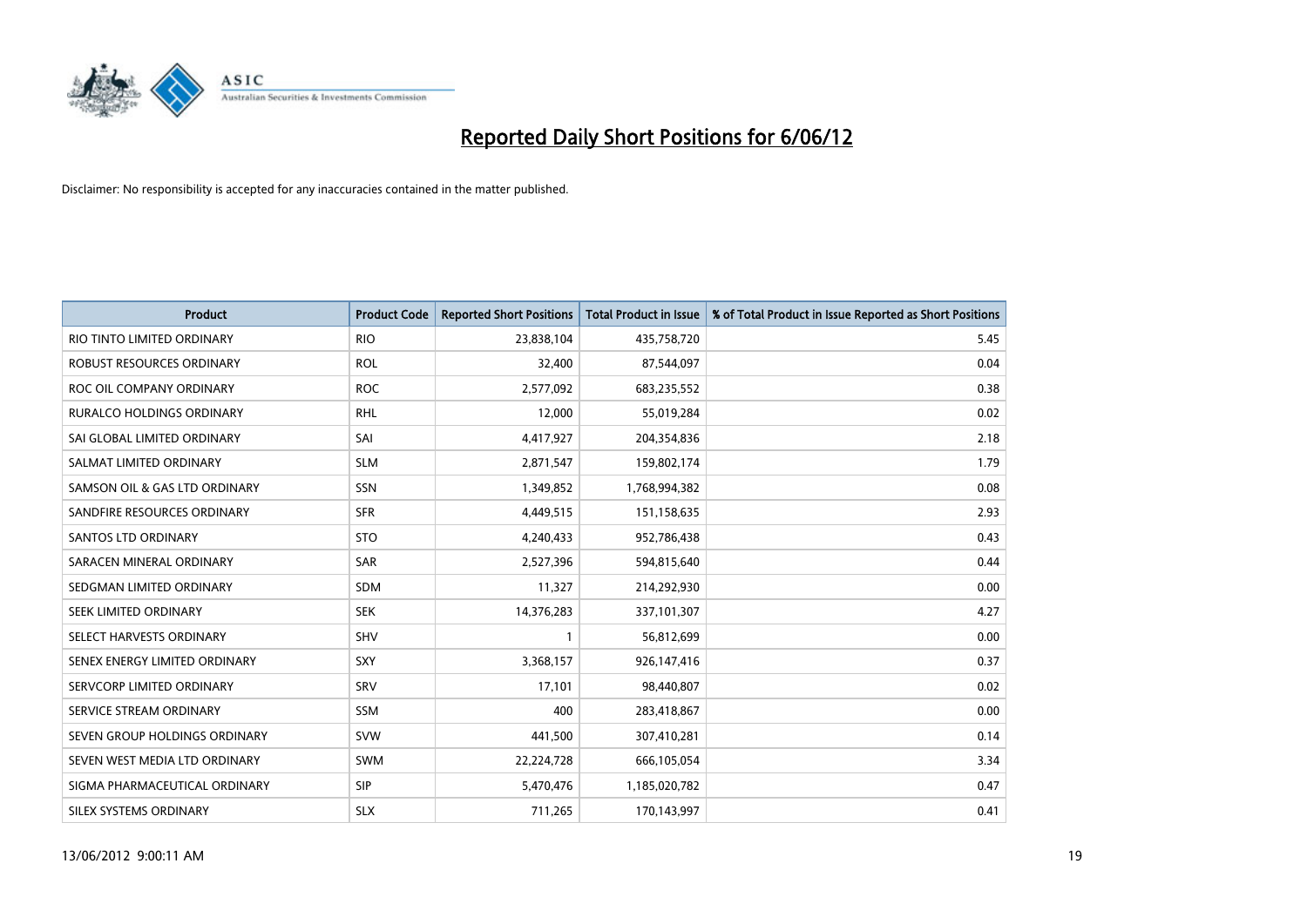# Reported Daily Short Positions for 6/06/12

Disclaimer: No responsibility is accepted for any inaccuracies contained in the matter published.

| Product | Product Code | Reported Short Positions | Total Product in Issue | % of Total Product in Issue Reported as Short Positions |
|---|---|---|---|---|
| RIO TINTO LIMITED ORDINARY | RIO | 23,838,104 | 435,758,720 | 5.45 |
| ROBUST RESOURCES ORDINARY | ROL | 32,400 | 87,544,097 | 0.04 |
| ROC OIL COMPANY ORDINARY | ROC | 2,577,092 | 683,235,552 | 0.38 |
| RURALCO HOLDINGS ORDINARY | RHL | 12,000 | 55,019,284 | 0.02 |
| SAI GLOBAL LIMITED ORDINARY | SAI | 4,417,927 | 204,354,836 | 2.18 |
| SALMAT LIMITED ORDINARY | SLM | 2,871,547 | 159,802,174 | 1.79 |
| SAMSON OIL & GAS LTD ORDINARY | SSN | 1,349,852 | 1,768,994,382 | 0.08 |
| SANDFIRE RESOURCES ORDINARY | SFR | 4,449,515 | 151,158,635 | 2.93 |
| SANTOS LTD ORDINARY | STO | 4,240,433 | 952,786,438 | 0.43 |
| SARACEN MINERAL ORDINARY | SAR | 2,527,396 | 594,815,640 | 0.44 |
| SEDGMAN LIMITED ORDINARY | SDM | 11,327 | 214,292,930 | 0.00 |
| SEEK LIMITED ORDINARY | SEK | 14,376,283 | 337,101,307 | 4.27 |
| SELECT HARVESTS ORDINARY | SHV | 1 | 56,812,699 | 0.00 |
| SENEX ENERGY LIMITED ORDINARY | SXY | 3,368,157 | 926,147,416 | 0.37 |
| SERVCORP LIMITED ORDINARY | SRV | 17,101 | 98,440,807 | 0.02 |
| SERVICE STREAM ORDINARY | SSM | 400 | 283,418,867 | 0.00 |
| SEVEN GROUP HOLDINGS ORDINARY | SVW | 441,500 | 307,410,281 | 0.14 |
| SEVEN WEST MEDIA LTD ORDINARY | SWM | 22,224,728 | 666,105,054 | 3.34 |
| SIGMA PHARMACEUTICAL ORDINARY | SIP | 5,470,476 | 1,185,020,782 | 0.47 |
| SILEX SYSTEMS ORDINARY | SLX | 711,265 | 170,143,997 | 0.41 |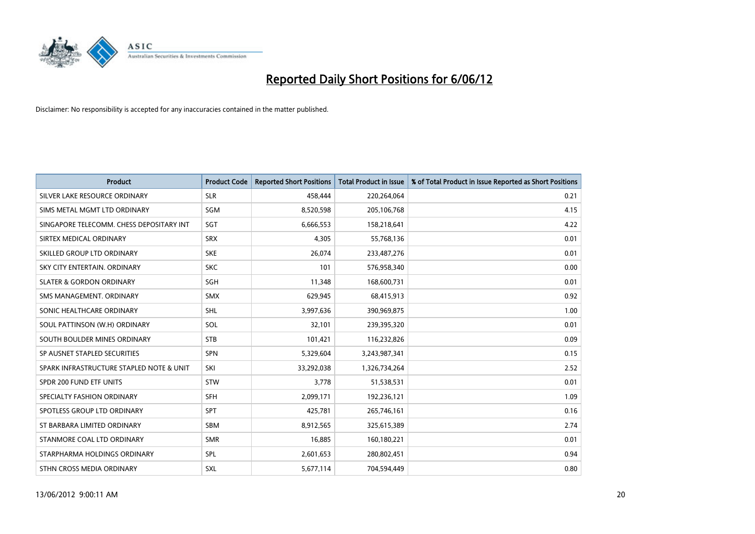# Reported Daily Short Positions for 6/06/12

Disclaimer: No responsibility is accepted for any inaccuracies contained in the matter published.

| Product | Product Code | Reported Short Positions | Total Product in Issue | % of Total Product in Issue Reported as Short Positions |
|---|---|---|---|---|
| SILVER LAKE RESOURCE ORDINARY | SLR | 458,444 | 220,264,064 | 0.21 |
| SIMS METAL MGMT LTD ORDINARY | SGM | 8,520,598 | 205,106,768 | 4.15 |
| SINGAPORE TELECOMM. CHESS DEPOSITARY INT | SGT | 6,666,553 | 158,218,641 | 4.22 |
| SIRTEX MEDICAL ORDINARY | SRX | 4,305 | 55,768,136 | 0.01 |
| SKILLED GROUP LTD ORDINARY | SKE | 26,074 | 233,487,276 | 0.01 |
| SKY CITY ENTERTAIN. ORDINARY | SKC | 101 | 576,958,340 | 0.00 |
| SLATER & GORDON ORDINARY | SGH | 11,348 | 168,600,731 | 0.01 |
| SMS MANAGEMENT. ORDINARY | SMX | 629,945 | 68,415,913 | 0.92 |
| SONIC HEALTHCARE ORDINARY | SHL | 3,997,636 | 390,969,875 | 1.00 |
| SOUL PATTINSON (W.H) ORDINARY | SOL | 32,101 | 239,395,320 | 0.01 |
| SOUTH BOULDER MINES ORDINARY | STB | 101,421 | 116,232,826 | 0.09 |
| SP AUSNET STAPLED SECURITIES | SPN | 5,329,604 | 3,243,987,341 | 0.15 |
| SPARK INFRASTRUCTURE STAPLED NOTE & UNIT | SKI | 33,292,038 | 1,326,734,264 | 2.52 |
| SPDR 200 FUND ETF UNITS | STW | 3,778 | 51,538,531 | 0.01 |
| SPECIALTY FASHION ORDINARY | SFH | 2,099,171 | 192,236,121 | 1.09 |
| SPOTLESS GROUP LTD ORDINARY | SPT | 425,781 | 265,746,161 | 0.16 |
| ST BARBARA LIMITED ORDINARY | SBM | 8,912,565 | 325,615,389 | 2.74 |
| STANMORE COAL LTD ORDINARY | SMR | 16,885 | 160,180,221 | 0.01 |
| STARPHARMA HOLDINGS ORDINARY | SPL | 2,601,653 | 280,802,451 | 0.94 |
| STHN CROSS MEDIA ORDINARY | SXL | 5,677,114 | 704,594,449 | 0.80 |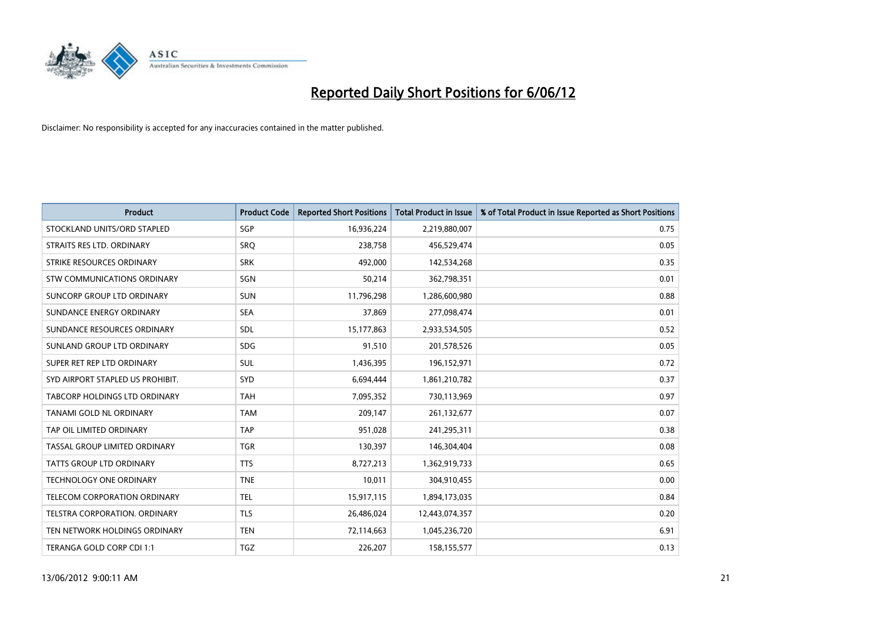# Reported Daily Short Positions for 6/06/12

Disclaimer: No responsibility is accepted for any inaccuracies contained in the matter published.

| Product | Product Code | Reported Short Positions | Total Product in Issue | % of Total Product in Issue Reported as Short Positions |
|---|---|---|---|---|
| STOCKLAND UNITS/ORD STAPLED | SGP | 16,936,224 | 2,219,880,007 | 0.75 |
| STRAITS RES LTD. ORDINARY | SRQ | 238,758 | 456,529,474 | 0.05 |
| STRIKE RESOURCES ORDINARY | SRK | 492,000 | 142,534,268 | 0.35 |
| STW COMMUNICATIONS ORDINARY | SGN | 50,214 | 362,798,351 | 0.01 |
| SUNCORP GROUP LTD ORDINARY | SUN | 11,796,298 | 1,286,600,980 | 0.88 |
| SUNDANCE ENERGY ORDINARY | SEA | 37,869 | 277,098,474 | 0.01 |
| SUNDANCE RESOURCES ORDINARY | SDL | 15,177,863 | 2,933,534,505 | 0.52 |
| SUNLAND GROUP LTD ORDINARY | SDG | 91,510 | 201,578,526 | 0.05 |
| SUPER RET REP LTD ORDINARY | SUL | 1,436,395 | 196,152,971 | 0.72 |
| SYD AIRPORT STAPLED US PROHIBIT. | SYD | 6,694,444 | 1,861,210,782 | 0.37 |
| TABCORP HOLDINGS LTD ORDINARY | TAH | 7,095,352 | 730,113,969 | 0.97 |
| TANAMI GOLD NL ORDINARY | TAM | 209,147 | 261,132,677 | 0.07 |
| TAP OIL LIMITED ORDINARY | TAP | 951,028 | 241,295,311 | 0.38 |
| TASSAL GROUP LIMITED ORDINARY | TGR | 130,397 | 146,304,404 | 0.08 |
| TATTS GROUP LTD ORDINARY | TTS | 8,727,213 | 1,362,919,733 | 0.65 |
| TECHNOLOGY ONE ORDINARY | TNE | 10,011 | 304,910,455 | 0.00 |
| TELECOM CORPORATION ORDINARY | TEL | 15,917,115 | 1,894,173,035 | 0.84 |
| TELSTRA CORPORATION. ORDINARY | TLS | 26,486,024 | 12,443,074,357 | 0.20 |
| TEN NETWORK HOLDINGS ORDINARY | TEN | 72,114,663 | 1,045,236,720 | 6.91 |
| TERANGA GOLD CORP CDI 1:1 | TGZ | 226,207 | 158,155,577 | 0.13 |

13/06/2012 9:00:11 AM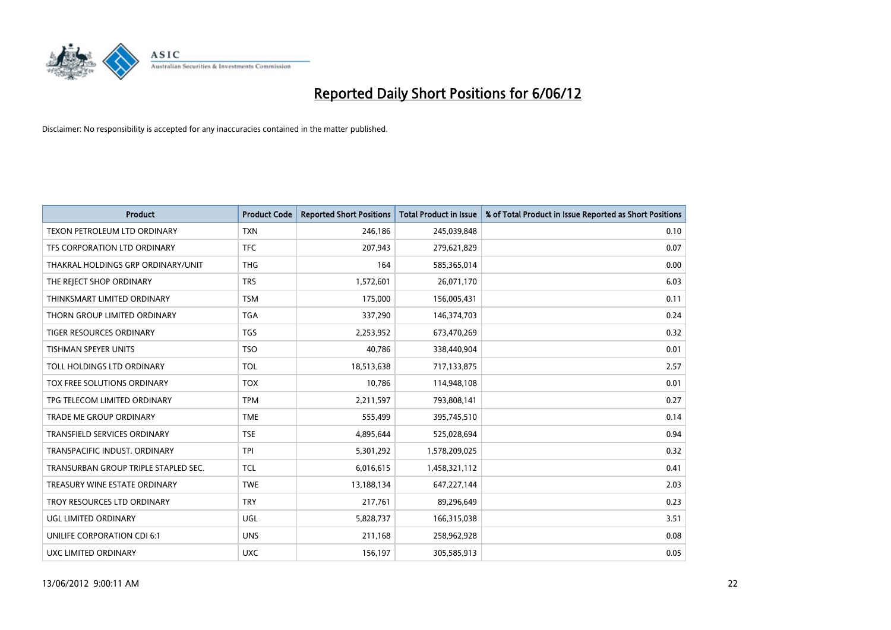# Reported Daily Short Positions for 6/06/12

Disclaimer: No responsibility is accepted for any inaccuracies contained in the matter published.

| Product | Product Code | Reported Short Positions | Total Product in Issue | % of Total Product in Issue Reported as Short Positions |
| --- | --- | --- | --- | --- |
| TEXON PETROLEUM LTD ORDINARY | TXN | 246,186 | 245,039,848 | 0.10 |
| TFS CORPORATION LTD ORDINARY | TFC | 207,943 | 279,621,829 | 0.07 |
| THAKRAL HOLDINGS GRP ORDINARY/UNIT | THG | 164 | 585,365,014 | 0.00 |
| THE REJECT SHOP ORDINARY | TRS | 1,572,601 | 26,071,170 | 6.03 |
| THINKSMART LIMITED ORDINARY | TSM | 175,000 | 156,005,431 | 0.11 |
| THORN GROUP LIMITED ORDINARY | TGA | 337,290 | 146,374,703 | 0.24 |
| TIGER RESOURCES ORDINARY | TGS | 2,253,952 | 673,470,269 | 0.32 |
| TISHMAN SPEYER UNITS | TSO | 40,786 | 338,440,904 | 0.01 |
| TOLL HOLDINGS LTD ORDINARY | TOL | 18,513,638 | 717,133,875 | 2.57 |
| TOX FREE SOLUTIONS ORDINARY | TOX | 10,786 | 114,948,108 | 0.01 |
| TPG TELECOM LIMITED ORDINARY | TPM | 2,211,597 | 793,808,141 | 0.27 |
| TRADE ME GROUP ORDINARY | TME | 555,499 | 395,745,510 | 0.14 |
| TRANSFIELD SERVICES ORDINARY | TSE | 4,895,644 | 525,028,694 | 0.94 |
| TRANSPACIFIC INDUST. ORDINARY | TPI | 5,301,292 | 1,578,209,025 | 0.32 |
| TRANSURBAN GROUP TRIPLE STAPLED SEC. | TCL | 6,016,615 | 1,458,321,112 | 0.41 |
| TREASURY WINE ESTATE ORDINARY | TWE | 13,188,134 | 647,227,144 | 2.03 |
| TROY RESOURCES LTD ORDINARY | TRY | 217,761 | 89,296,649 | 0.23 |
| UGL LIMITED ORDINARY | UGL | 5,828,737 | 166,315,038 | 3.51 |
| UNILIFE CORPORATION CDI 6:1 | UNS | 211,168 | 258,962,928 | 0.08 |
| UXC LIMITED ORDINARY | UXC | 156,197 | 305,585,913 | 0.05 |

13/06/2012 9:00:11 AM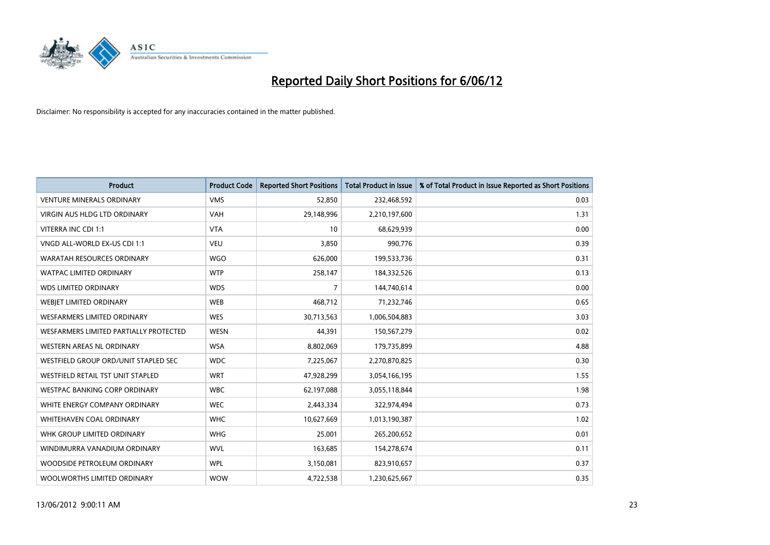# Reported Daily Short Positions for 6/06/12

Disclaimer: No responsibility is accepted for any inaccuracies contained in the matter published.

| Product | Product Code | Reported Short Positions | Total Product in Issue | % of Total Product in Issue Reported as Short Positions |
|---|---|---|---|---|
| VENTURE MINERALS ORDINARY | VMS | 52,850 | 232,468,592 | 0.03 |
| VIRGIN AUS HLDG LTD ORDINARY | VAH | 29,148,996 | 2,210,197,600 | 1.31 |
| VITERRA INC CDI 1:1 | VTA | 10 | 68,629,939 | 0.00 |
| VNGD ALL-WORLD EX-US CDI 1:1 | VEU | 3,850 | 990,776 | 0.39 |
| WARATAH RESOURCES ORDINARY | WGO | 626,000 | 199,533,736 | 0.31 |
| WATPAC LIMITED ORDINARY | WTP | 258,147 | 184,332,526 | 0.13 |
| WDS LIMITED ORDINARY | WDS | 7 | 144,740,614 | 0.00 |
| WEBJET LIMITED ORDINARY | WEB | 468,712 | 71,232,746 | 0.65 |
| WESFARMERS LIMITED ORDINARY | WES | 30,713,563 | 1,006,504,883 | 3.03 |
| WESFARMERS LIMITED PARTIALLY PROTECTED | WESN | 44,391 | 150,567,279 | 0.02 |
| WESTERN AREAS NL ORDINARY | WSA | 8,802,069 | 179,735,899 | 4.88 |
| WESTFIELD GROUP ORD/UNIT STAPLED SEC | WDC | 7,225,067 | 2,270,870,825 | 0.30 |
| WESTFIELD RETAIL TST UNIT STAPLED | WRT | 47,928,299 | 3,054,166,195 | 1.55 |
| WESTPAC BANKING CORP ORDINARY | WBC | 62,197,088 | 3,055,118,844 | 1.98 |
| WHITE ENERGY COMPANY ORDINARY | WEC | 2,443,334 | 322,974,494 | 0.73 |
| WHITEHAVEN COAL ORDINARY | WHC | 10,627,669 | 1,013,190,387 | 1.02 |
| WHK GROUP LIMITED ORDINARY | WHG | 25,001 | 265,200,652 | 0.01 |
| WINDIMURRA VANADIUM ORDINARY | WVL | 163,685 | 154,278,674 | 0.11 |
| WOODSIDE PETROLEUM ORDINARY | WPL | 3,150,081 | 823,910,657 | 0.37 |
| WOOLWORTHS LIMITED ORDINARY | WOW | 4,722,538 | 1,230,625,667 | 0.35 |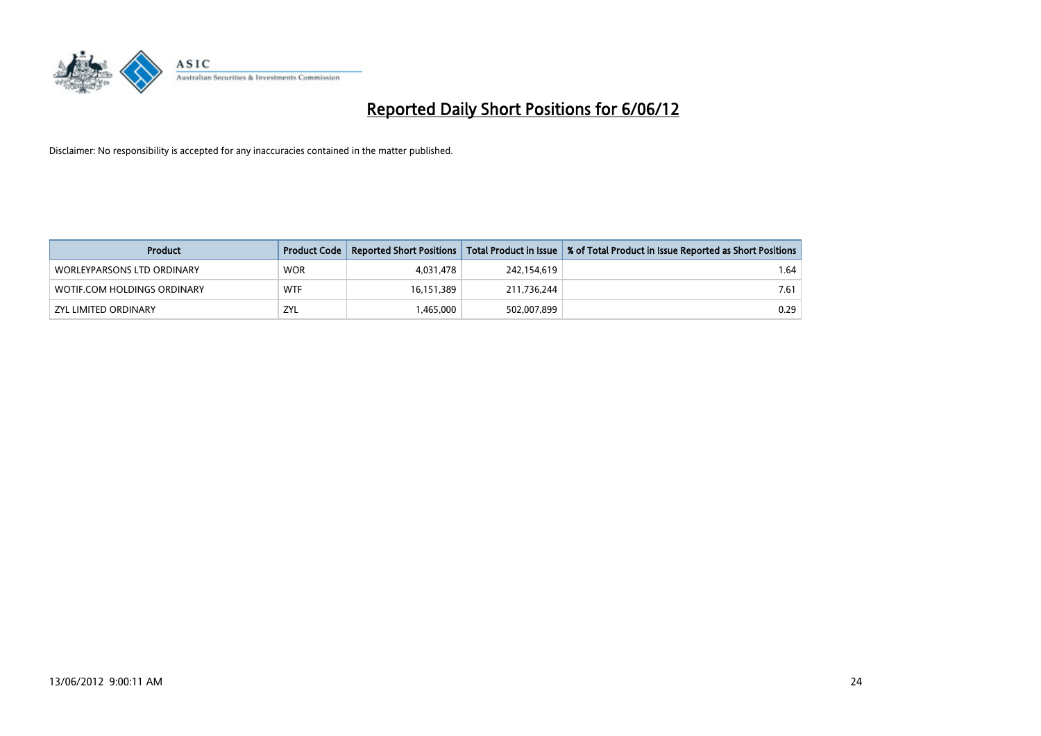# Reported Daily Short Positions for 6/06/12

Disclaimer: No responsibility is accepted for any inaccuracies contained in the matter published.

| Product | Product Code | Reported Short Positions | Total Product in Issue | % of Total Product in Issue Reported as Short Positions |
|---|---|---|---|---|
| WORLEYPARSONS LTD ORDINARY | WOR | 4,031,478 | 242,154,619 | 1.64 |
| WOTIF.COM HOLDINGS ORDINARY | WTF | 16,151,389 | 211,736,244 | 7.61 |
| ZYL LIMITED ORDINARY | ZYL | 1,465,000 | 502,007,899 | 0.29 |